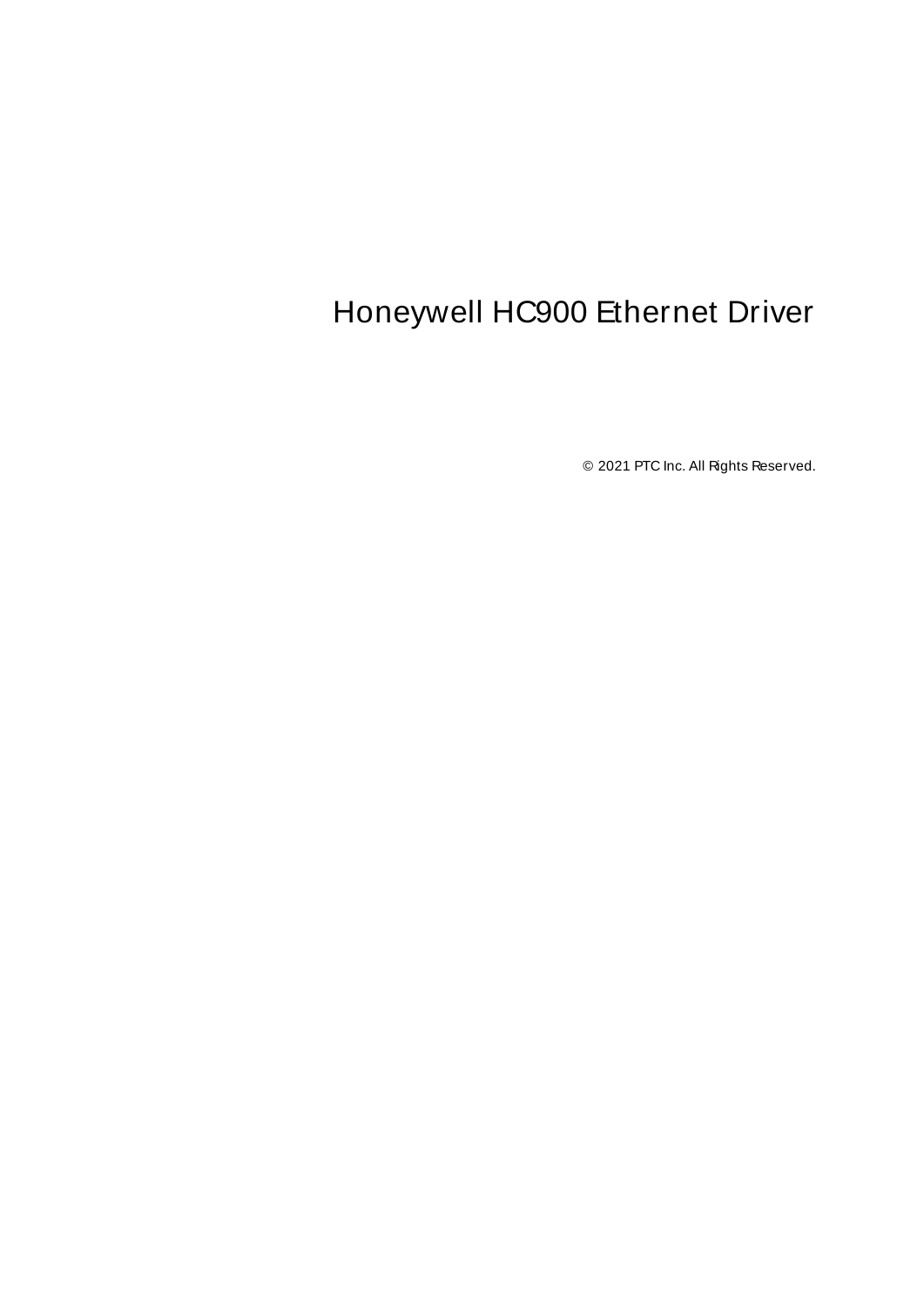# Honeywell HC900 Ethernet Driver

© 2021 PTC Inc. All Rights Reserved.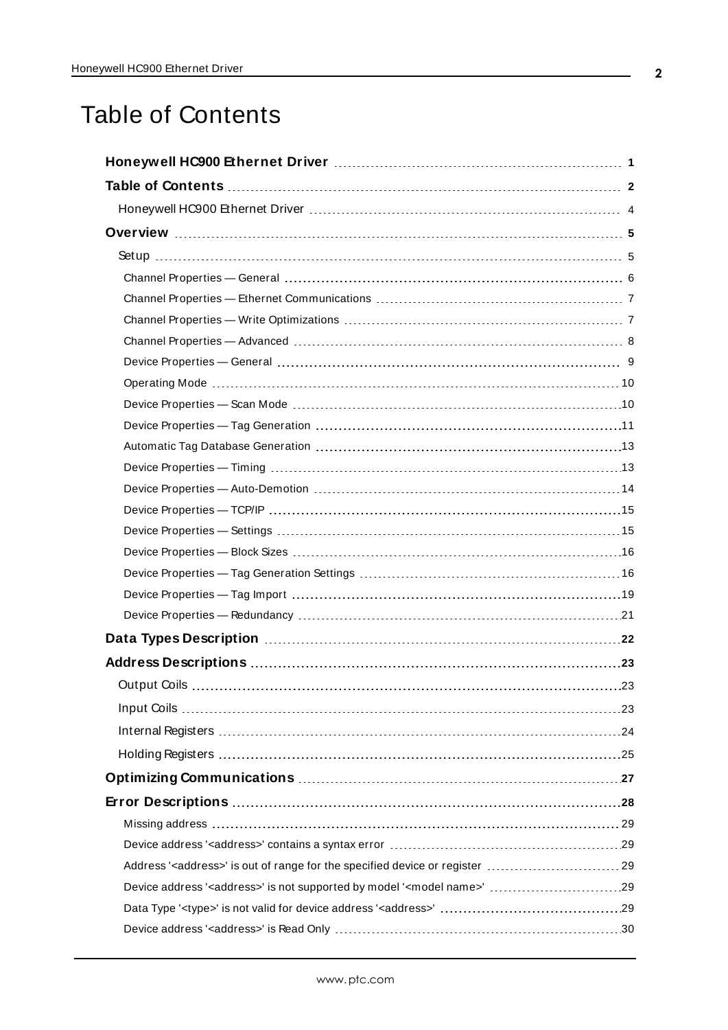# Table of Contents

**Honeywell HC900 Ethernet Driver** 1

**Table of Contents** 2

Honeywell HC900 Ethernet Driver 4

**Overview** 5

Setup 5

Channel Properties — General 6

Channel Properties — Ethernet Communications 7

Channel Properties — Write Optimizations 7

Channel Properties — Advanced 8

Device Properties — General 9

Operating Mode 10

Device Properties — Scan Mode 10

Device Properties — Tag Generation 11

Automatic Tag Database Generation 13

Device Properties — Timing 13

Device Properties — Auto-Demotion 14

Device Properties — TCP/IP 15

Device Properties — Settings 15

Device Properties — Block Sizes 16

Device Properties — Tag Generation Settings 16

Device Properties — Tag Import 19

Device Properties — Redundancy 21

**Data Types Description** 22

**Address Descriptions** 23

Output Coils 23

Input Coils 23

Internal Registers 24

Holding Registers 25

**Optimizing Communications** 27

**Error Descriptions** 28

Missing address 29

Device address '<address>' contains a syntax error 29

Address '<address>' is out of range for the specified device or register 29

Device address '<address>' is not supported by model '<model name>' 29

Data Type '<type>' is not valid for device address '<address>' 29

Device address '<address>' is Read Only 30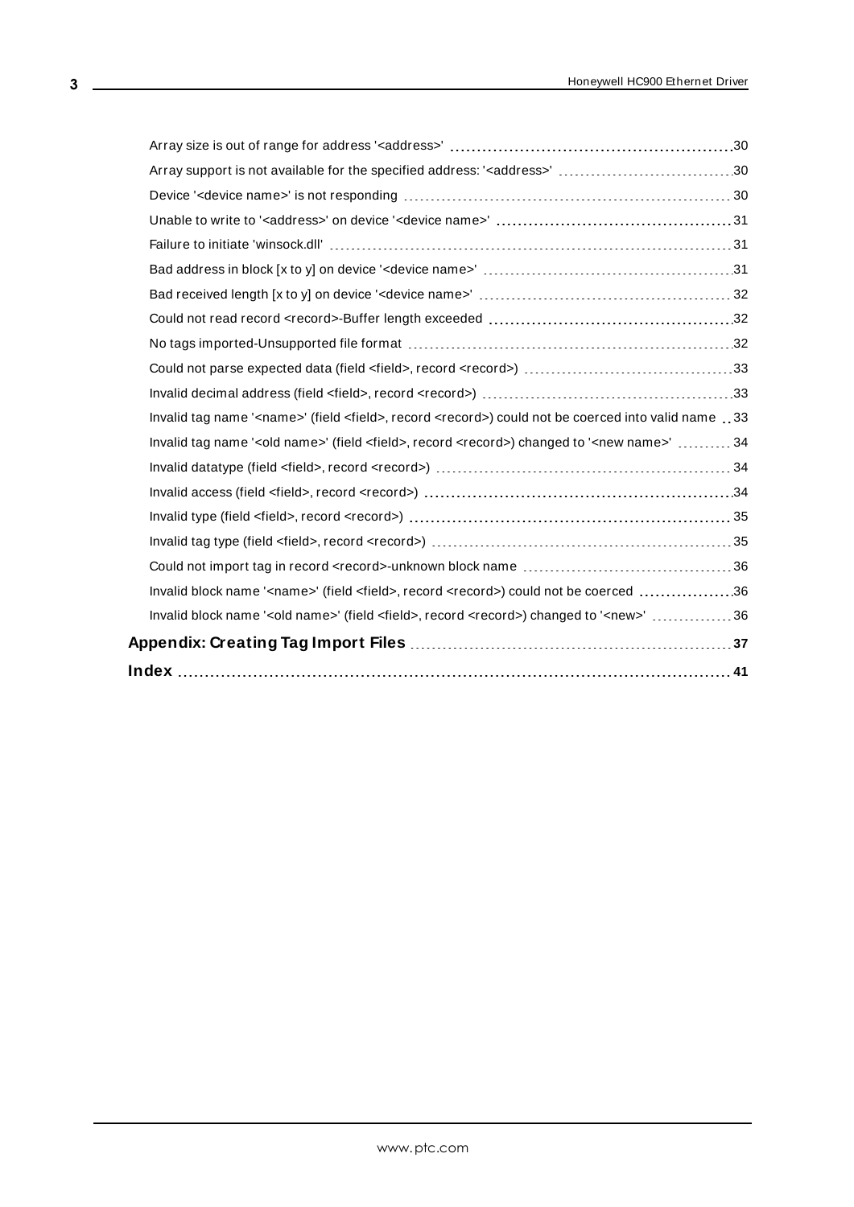Array size is out of range for address '<address>' 30

Array support is not available for the specified address: '<address>' 30

Device '<device name>' is not responding 30

Unable to write to '<address>' on device '<device name>' 31

Failure to initiate 'winsock.dll' 31

Bad address in block [x to y] on device '<device name>' 31

Bad received length [x to y] on device '<device name>' 32

Could not read record <record>-Buffer length exceeded 32

No tags imported-Unsupported file format 32

Could not parse expected data (field <field>, record <record>) 33

Invalid decimal address (field <field>, record <record>) 33

Invalid tag name '<name>' (field <field>, record <record>) could not be coerced into valid name 33

Invalid tag name '<old name>' (field <field>, record <record>) changed to '<new name>' 34

Invalid datatype (field <field>, record <record>) 34

Invalid access (field <field>, record <record>) 34

Invalid type (field <field>, record <record>) 35

Invalid tag type (field <field>, record <record>) 35

Could not import tag in record <record>-unknown block name 36

Invalid block name '<name>' (field <field>, record <record>) could not be coerced 36

Invalid block name '<old name>' (field <field>, record <record>) changed to '<new>' 36

**Appendix: Creating Tag Import Files** 37

**Index** 41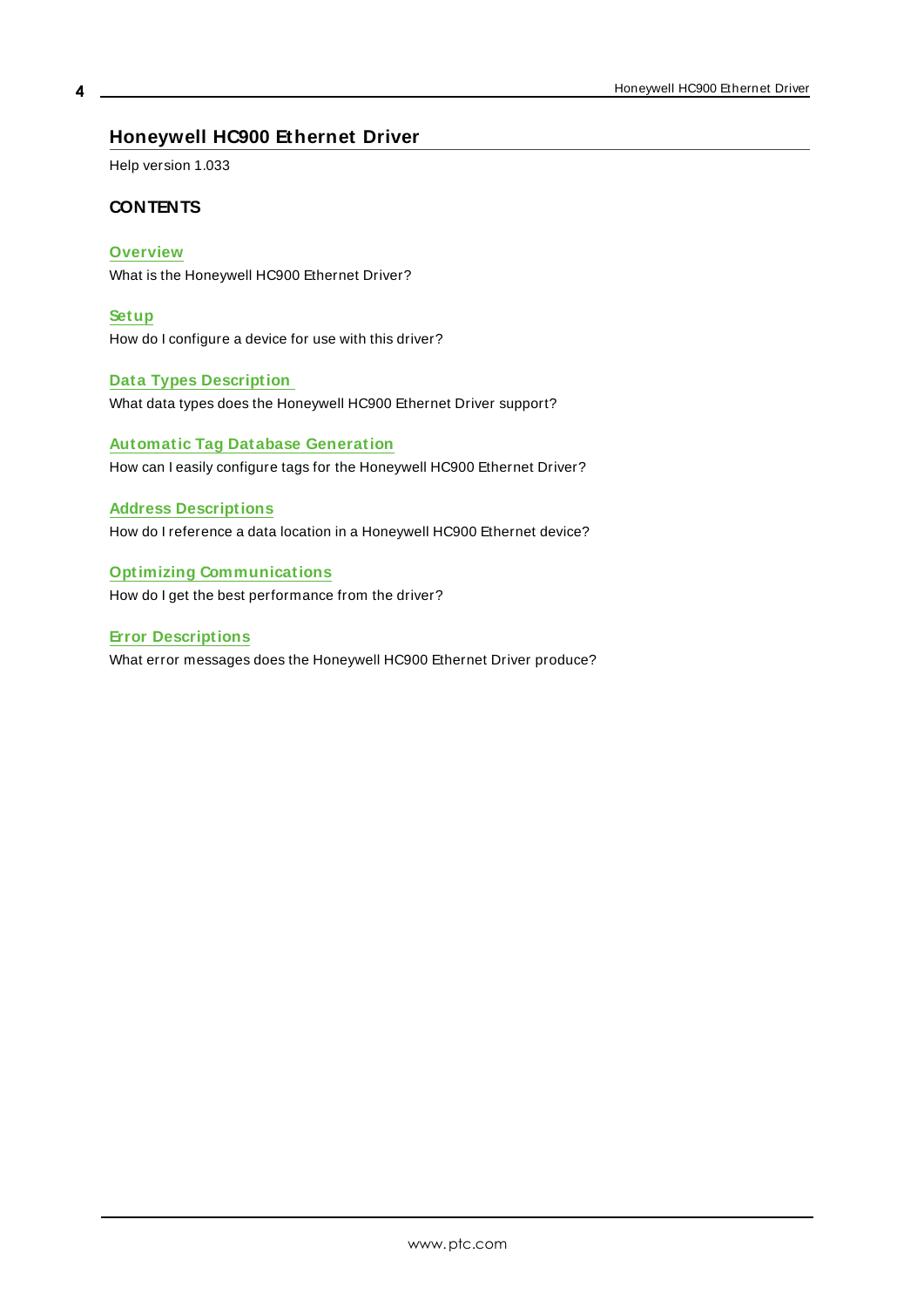# Honeywell HC900 Ethernet Driver

Help version 1.033

## CONTENTS

**Overview**
What is the Honeywell HC900 Ethernet Driver?

**Setup**
How do I configure a device for use with this driver?

**Data Types Description**
What data types does the Honeywell HC900 Ethernet Driver support?

**Automatic Tag Database Generation**
How can I easily configure tags for the Honeywell HC900 Ethernet Driver?

**Address Descriptions**
How do I reference a data location in a Honeywell HC900 Ethernet device?

**Optimizing Communications**
How do I get the best performance from the driver?

**Error Descriptions**
What error messages does the Honeywell HC900 Ethernet Driver produce?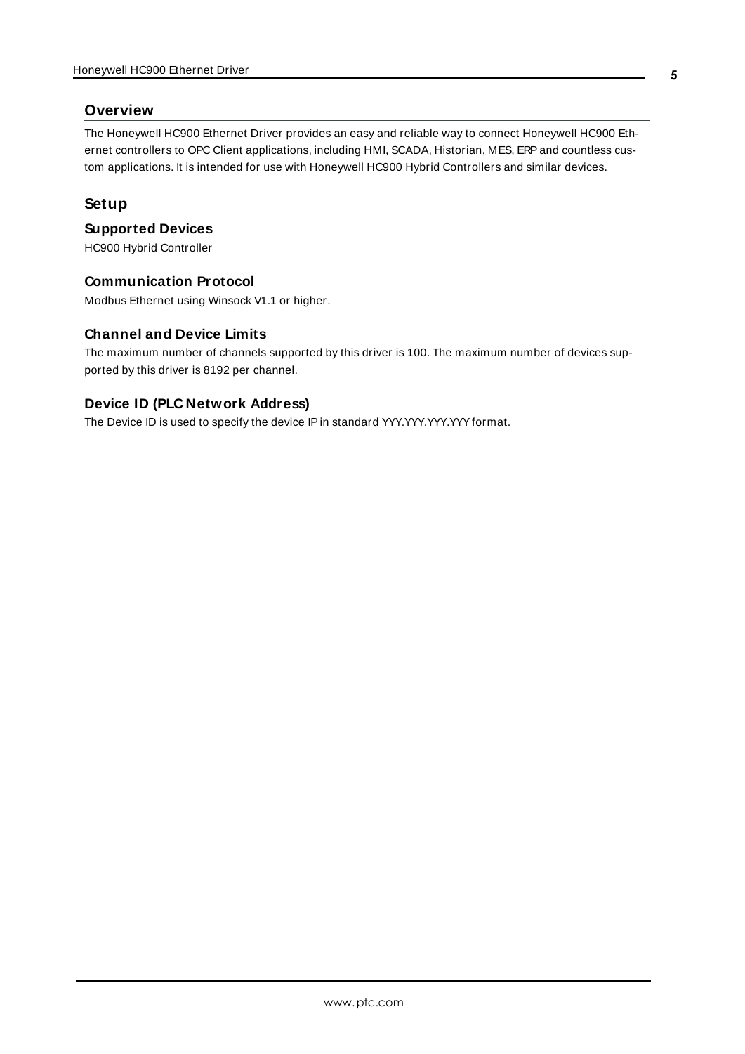# Overview

The Honeywell HC900 Ethernet Driver provides an easy and reliable way to connect Honeywell HC900 Ethernet controllers to OPC Client applications, including HMI, SCADA, Historian, MES, ERP and countless custom applications. It is intended for use with Honeywell HC900 Hybrid Controllers and similar devices.

# Setup

## Supported Devices

HC900 Hybrid Controller

## Communication Protocol

Modbus Ethernet using Winsock V1.1 or higher.

## Channel and Device Limits

The maximum number of channels supported by this driver is 100. The maximum number of devices supported by this driver is 8192 per channel.

## Device ID (PLC Network Address)

The Device ID is used to specify the device IP in standard YYY.YYY.YYY.YYY format.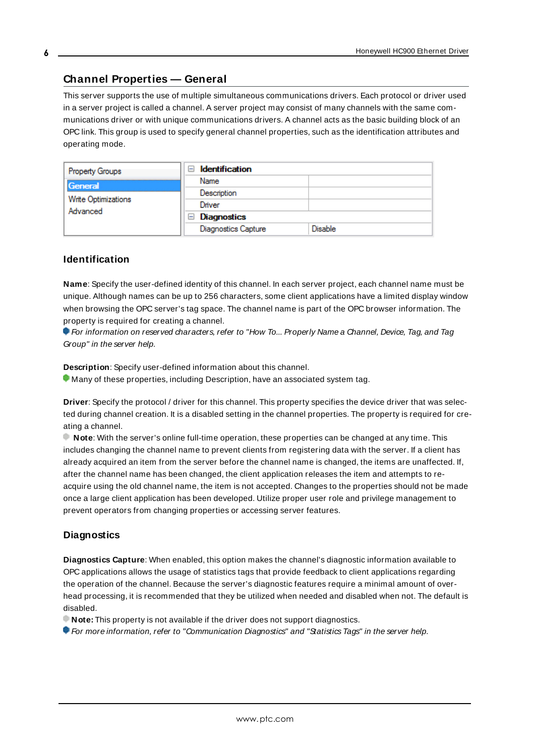## Channel Properties — General

This server supports the use of multiple simultaneous communications drivers. Each protocol or driver used in a server project is called a channel. A server project may consist of many channels with the same communications driver or with unique communications drivers. A channel acts as the basic building block of an OPC link. This group is used to specify general channel properties, such as the identification attributes and operating mode.

| Property Groups | Identification | |
|---|---|---|
| General | Name | |
| Write Optimizations | Description | |
| Advanced | Driver | |
| | Diagnostics | |
| | Diagnostics Capture | Disable |

### Identification

**Name**: Specify the user-defined identity of this channel. In each server project, each channel name must be unique. Although names can be up to 256 characters, some client applications have a limited display window when browsing the OPC server's tag space. The channel name is part of the OPC browser information. The property is required for creating a channel.

*For information on reserved characters, refer to "How To... Properly Name a Channel, Device, Tag, and Tag Group" in the server help.*

**Description**: Specify user-defined information about this channel.

Many of these properties, including Description, have an associated system tag.

**Driver**: Specify the protocol / driver for this channel. This property specifies the device driver that was selected during channel creation. It is a disabled setting in the channel properties. The property is required for creating a channel.

**Note**: With the server's online full-time operation, these properties can be changed at any time. This includes changing the channel name to prevent clients from registering data with the server. If a client has already acquired an item from the server before the channel name is changed, the items are unaffected. If, after the channel name has been changed, the client application releases the item and attempts to re-acquire using the old channel name, the item is not accepted. Changes to the properties should not be made once a large client application has been developed. Utilize proper user role and privilege management to prevent operators from changing properties or accessing server features.

### Diagnostics

**Diagnostics Capture**: When enabled, this option makes the channel's diagnostic information available to OPC applications allows the usage of statistics tags that provide feedback to client applications regarding the operation of the channel. Because the server's diagnostic features require a minimal amount of overhead processing, it is recommended that they be utilized when needed and disabled when not. The default is disabled.

**Note:** This property is not available if the driver does not support diagnostics.

*For more information, refer to "Communication Diagnostics" and "Statistics Tags" in the server help.*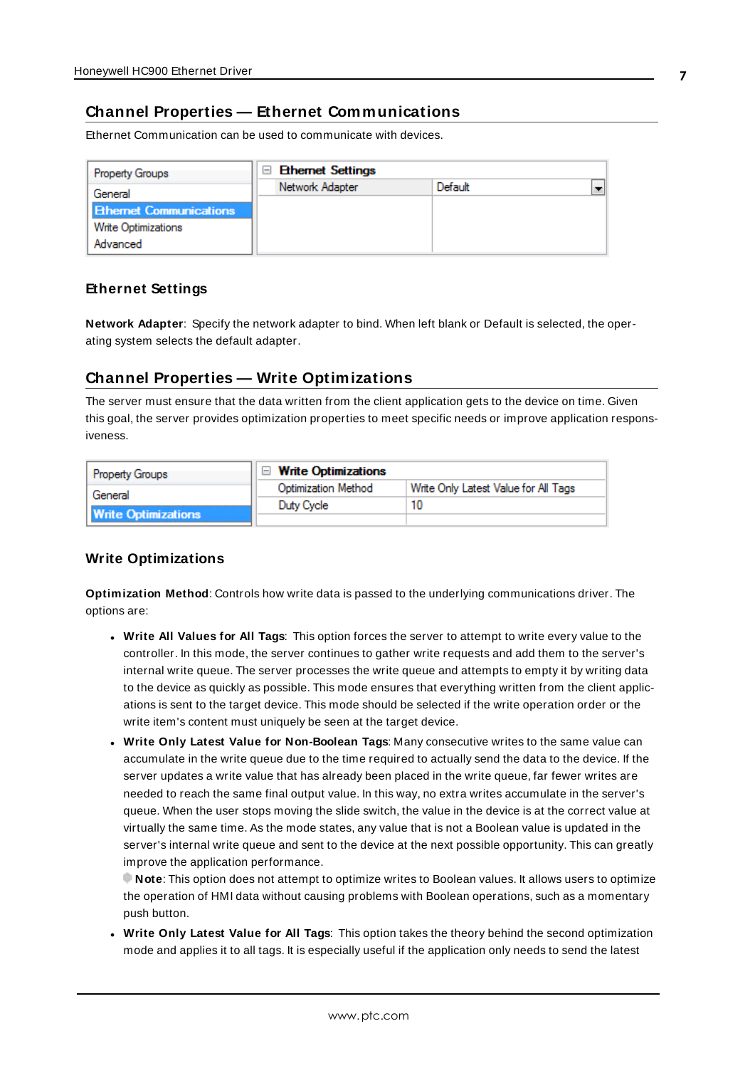## Channel Properties — Ethernet Communications

Ethernet Communication can be used to communicate with devices.

| Property Groups | Ethernet Settings | |
|---|---|---|
| General | Network Adapter | Default |
| Ethernet Communications | | |
| Write Optimizations | | |
| Advanced | | |

### Ethernet Settings

**Network Adapter**: Specify the network adapter to bind. When left blank or Default is selected, the operating system selects the default adapter.

## Channel Properties — Write Optimizations

The server must ensure that the data written from the client application gets to the device on time. Given this goal, the server provides optimization properties to meet specific needs or improve application responsiveness.

| Property Groups | Write Optimizations | |
|---|---|---|
| General | Optimization Method | Write Only Latest Value for All Tags |
| Write Optimizations | Duty Cycle | 10 |

### Write Optimizations

**Optimization Method**: Controls how write data is passed to the underlying communications driver. The options are:

- **Write All Values for All Tags**: This option forces the server to attempt to write every value to the controller. In this mode, the server continues to gather write requests and add them to the server's internal write queue. The server processes the write queue and attempts to empty it by writing data to the device as quickly as possible. This mode ensures that everything written from the client applications is sent to the target device. This mode should be selected if the write operation order or the write item's content must uniquely be seen at the target device.
- **Write Only Latest Value for Non-Boolean Tags**: Many consecutive writes to the same value can accumulate in the write queue due to the time required to actually send the data to the device. If the server updates a write value that has already been placed in the write queue, far fewer writes are needed to reach the same final output value. In this way, no extra writes accumulate in the server's queue. When the user stops moving the slide switch, the value in the device is at the correct value at virtually the same time. As the mode states, any value that is not a Boolean value is updated in the server's internal write queue and sent to the device at the next possible opportunity. This can greatly improve the application performance.

  **Note**: This option does not attempt to optimize writes to Boolean values. It allows users to optimize the operation of HMI data without causing problems with Boolean operations, such as a momentary push button.
- **Write Only Latest Value for All Tags**: This option takes the theory behind the second optimization mode and applies it to all tags. It is especially useful if the application only needs to send the latest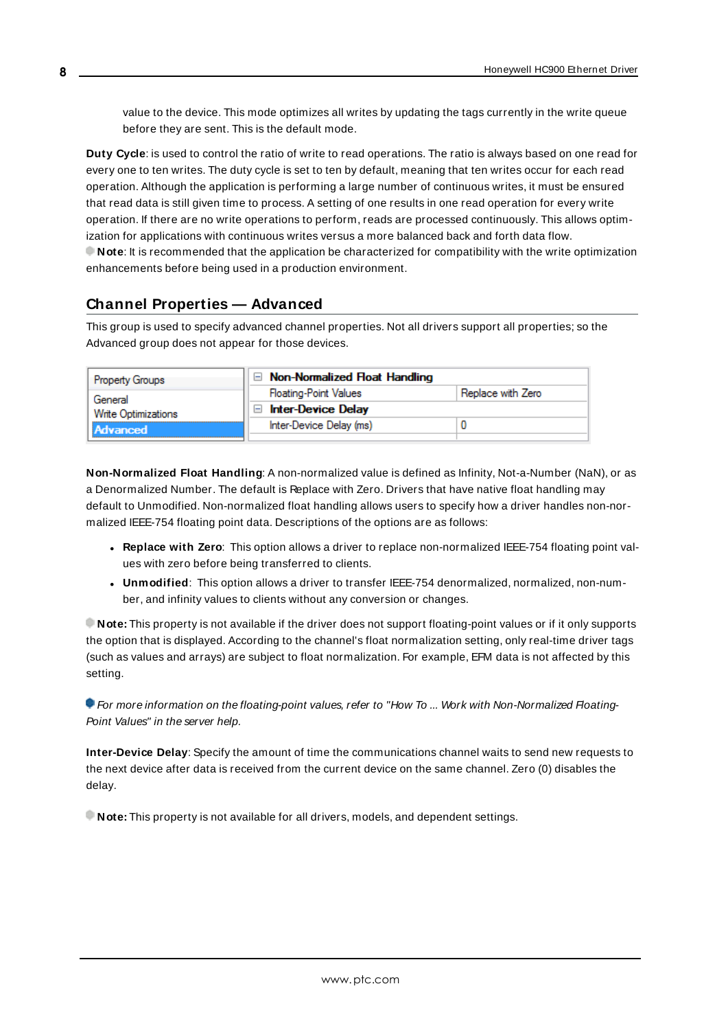value to the device. This mode optimizes all writes by updating the tags currently in the write queue before they are sent. This is the default mode.

**Duty Cycle**: is used to control the ratio of write to read operations. The ratio is always based on one read for every one to ten writes. The duty cycle is set to ten by default, meaning that ten writes occur for each read operation. Although the application is performing a large number of continuous writes, it must be ensured that read data is still given time to process. A setting of one results in one read operation for every write operation. If there are no write operations to perform, reads are processed continuously. This allows optimization for applications with continuous writes versus a more balanced back and forth data flow.

**Note**: It is recommended that the application be characterized for compatibility with the write optimization enhancements before being used in a production environment.

## Channel Properties — Advanced

This group is used to specify advanced channel properties. Not all drivers support all properties; so the Advanced group does not appear for those devices.

| Property Groups | Non-Normalized Float Handling | |
|---|---|---|
| General | Floating-Point Values | Replace with Zero |
| Write Optimizations | Inter-Device Delay | |
| Advanced | Inter-Device Delay (ms) | 0 |

**Non-Normalized Float Handling**: A non-normalized value is defined as Infinity, Not-a-Number (NaN), or as a Denormalized Number. The default is Replace with Zero. Drivers that have native float handling may default to Unmodified. Non-normalized float handling allows users to specify how a driver handles non-normalized IEEE-754 floating point data. Descriptions of the options are as follows:

- **Replace with Zero**: This option allows a driver to replace non-normalized IEEE-754 floating point values with zero before being transferred to clients.
- **Unmodified**: This option allows a driver to transfer IEEE-754 denormalized, normalized, non-number, and infinity values to clients without any conversion or changes.

**Note:** This property is not available if the driver does not support floating-point values or if it only supports the option that is displayed. According to the channel's float normalization setting, only real-time driver tags (such as values and arrays) are subject to float normalization. For example, EFM data is not affected by this setting.

*For more information on the floating-point values, refer to "How To ... Work with Non-Normalized Floating-Point Values" in the server help.*

**Inter-Device Delay**: Specify the amount of time the communications channel waits to send new requests to the next device after data is received from the current device on the same channel. Zero (0) disables the delay.

**Note:** This property is not available for all drivers, models, and dependent settings.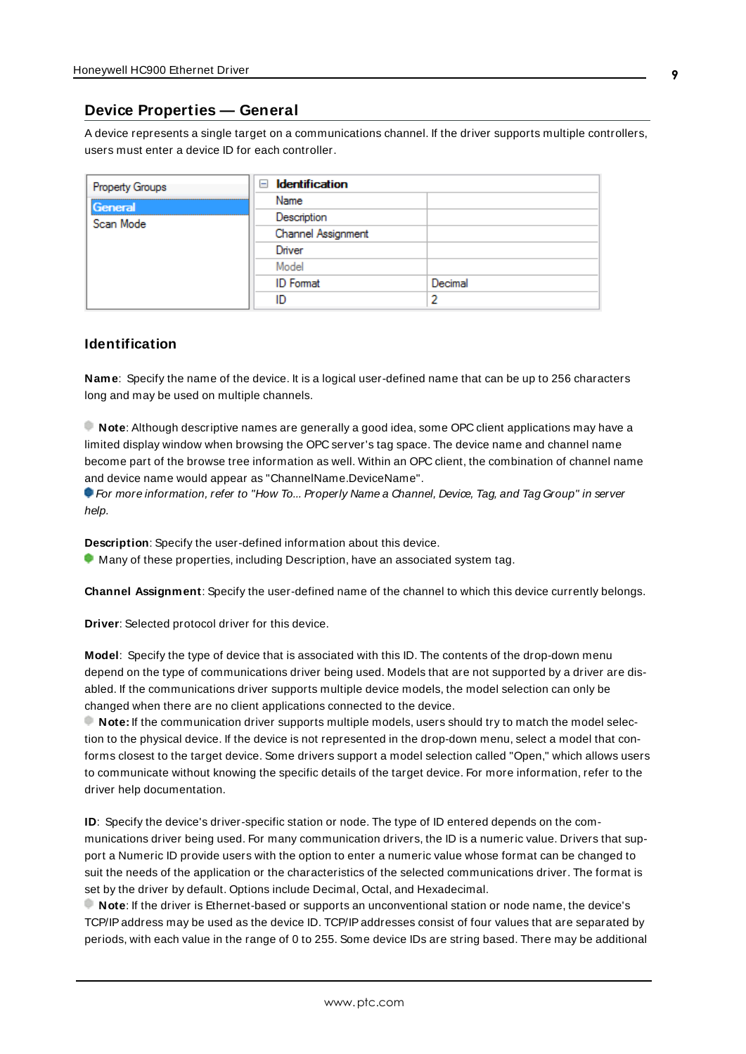## Device Properties — General

A device represents a single target on a communications channel. If the driver supports multiple controllers, users must enter a device ID for each controller.

| Property Groups | Identification | |
|---|---|---|
| General | Name | |
| Scan Mode | Description | |
| | Channel Assignment | |
| | Driver | |
| | Model | |
| | ID Format | Decimal |
| | ID | 2 |

### Identification

**Name**: Specify the name of the device. It is a logical user-defined name that can be up to 256 characters long and may be used on multiple channels.

**Note**: Although descriptive names are generally a good idea, some OPC client applications may have a limited display window when browsing the OPC server's tag space. The device name and channel name become part of the browse tree information as well. Within an OPC client, the combination of channel name and device name would appear as "ChannelName.DeviceName".

*For more information, refer to "How To... Properly Name a Channel, Device, Tag, and Tag Group" in server help.*

**Description**: Specify the user-defined information about this device.

Many of these properties, including Description, have an associated system tag.

**Channel Assignment**: Specify the user-defined name of the channel to which this device currently belongs.

**Driver**: Selected protocol driver for this device.

**Model**: Specify the type of device that is associated with this ID. The contents of the drop-down menu depend on the type of communications driver being used. Models that are not supported by a driver are disabled. If the communications driver supports multiple device models, the model selection can only be changed when there are no client applications connected to the device.

**Note:** If the communication driver supports multiple models, users should try to match the model selection to the physical device. If the device is not represented in the drop-down menu, select a model that conforms closest to the target device. Some drivers support a model selection called "Open," which allows users to communicate without knowing the specific details of the target device. For more information, refer to the driver help documentation.

**ID**: Specify the device's driver-specific station or node. The type of ID entered depends on the communications driver being used. For many communication drivers, the ID is a numeric value. Drivers that support a Numeric ID provide users with the option to enter a numeric value whose format can be changed to suit the needs of the application or the characteristics of the selected communications driver. The format is set by the driver by default. Options include Decimal, Octal, and Hexadecimal.

**Note**: If the driver is Ethernet-based or supports an unconventional station or node name, the device's TCP/IP address may be used as the device ID. TCP/IP addresses consist of four values that are separated by periods, with each value in the range of 0 to 255. Some device IDs are string based. There may be additional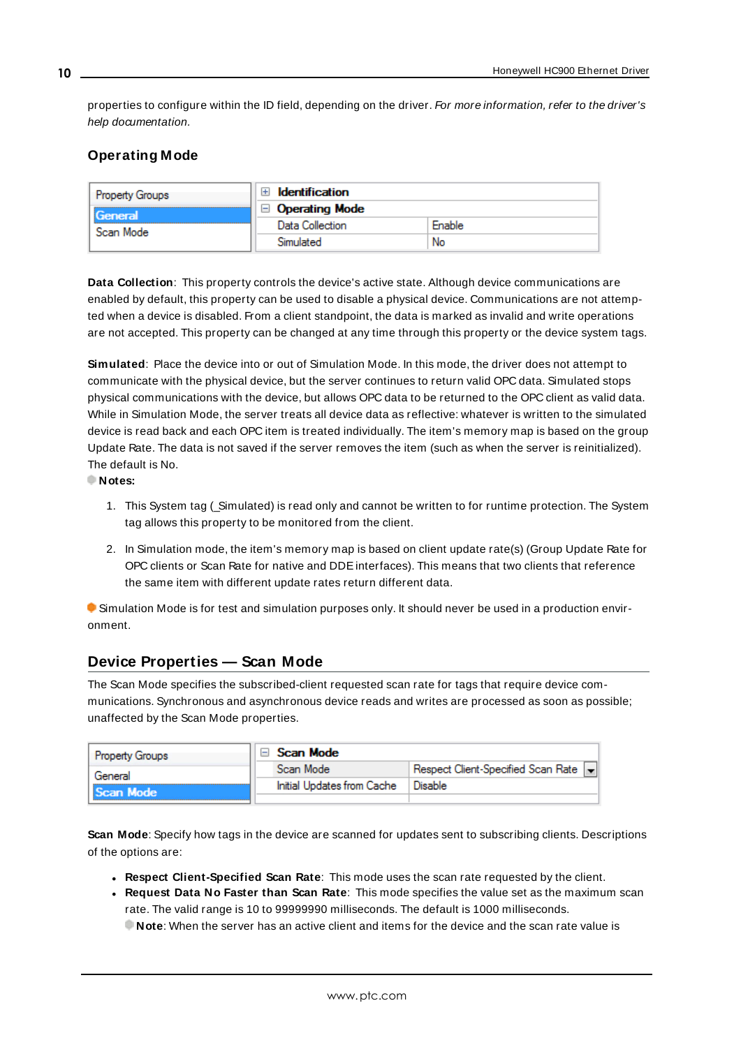properties to configure within the ID field, depending on the driver. *For more information, refer to the driver's help documentation.*

### Operating Mode

| Property Groups |
| --- |
| General |
| Scan Mode |

| Identification | |
| --- | --- |
| **Operating Mode** | |
| Data Collection | Enable |
| Simulated | No |

**Data Collection**: This property controls the device's active state. Although device communications are enabled by default, this property can be used to disable a physical device. Communications are not attempted when a device is disabled. From a client standpoint, the data is marked as invalid and write operations are not accepted. This property can be changed at any time through this property or the device system tags.

**Simulated**: Place the device into or out of Simulation Mode. In this mode, the driver does not attempt to communicate with the physical device, but the server continues to return valid OPC data. Simulated stops physical communications with the device, but allows OPC data to be returned to the OPC client as valid data. While in Simulation Mode, the server treats all device data as reflective: whatever is written to the simulated device is read back and each OPC item is treated individually. The item's memory map is based on the group Update Rate. The data is not saved if the server removes the item (such as when the server is reinitialized). The default is No.

**Notes:**

1. This System tag (_Simulated) is read only and cannot be written to for runtime protection. The System tag allows this property to be monitored from the client.
2. In Simulation mode, the item's memory map is based on client update rate(s) (Group Update Rate for OPC clients or Scan Rate for native and DDE interfaces). This means that two clients that reference the same item with different update rates return different data.

Simulation Mode is for test and simulation purposes only. It should never be used in a production environment.

## Device Properties — Scan Mode

The Scan Mode specifies the subscribed-client requested scan rate for tags that require device communications. Synchronous and asynchronous device reads and writes are processed as soon as possible; unaffected by the Scan Mode properties.

| Property Groups |
| --- |
| General |
| Scan Mode |

| Scan Mode | |
| --- | --- |
| Scan Mode | Respect Client-Specified Scan Rate |
| Initial Updates from Cache | Disable |

**Scan Mode**: Specify how tags in the device are scanned for updates sent to subscribing clients. Descriptions of the options are:

- **Respect Client-Specified Scan Rate**: This mode uses the scan rate requested by the client.
- **Request Data No Faster than Scan Rate**: This mode specifies the value set as the maximum scan rate. The valid range is 10 to 99999990 milliseconds. The default is 1000 milliseconds.
  **Note**: When the server has an active client and items for the device and the scan rate value is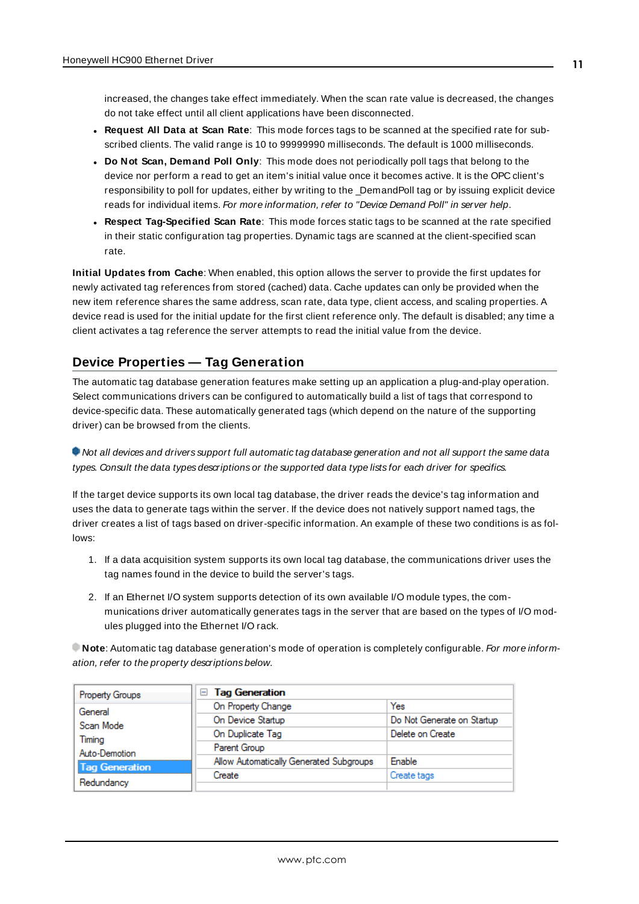increased, the changes take effect immediately. When the scan rate value is decreased, the changes do not take effect until all client applications have been disconnected.

- **Request All Data at Scan Rate**: This mode forces tags to be scanned at the specified rate for subscribed clients. The valid range is 10 to 99999990 milliseconds. The default is 1000 milliseconds.
- **Do Not Scan, Demand Poll Only**: This mode does not periodically poll tags that belong to the device nor perform a read to get an item's initial value once it becomes active. It is the OPC client's responsibility to poll for updates, either by writing to the _DemandPoll tag or by issuing explicit device reads for individual items. *For more information, refer to "Device Demand Poll" in server help.*
- **Respect Tag-Specified Scan Rate**: This mode forces static tags to be scanned at the rate specified in their static configuration tag properties. Dynamic tags are scanned at the client-specified scan rate.

**Initial Updates from Cache**: When enabled, this option allows the server to provide the first updates for newly activated tag references from stored (cached) data. Cache updates can only be provided when the new item reference shares the same address, scan rate, data type, client access, and scaling properties. A device read is used for the initial update for the first client reference only. The default is disabled; any time a client activates a tag reference the server attempts to read the initial value from the device.

## Device Properties — Tag Generation

The automatic tag database generation features make setting up an application a plug-and-play operation. Select communications drivers can be configured to automatically build a list of tags that correspond to device-specific data. These automatically generated tags (which depend on the nature of the supporting driver) can be browsed from the clients.

*Not all devices and drivers support full automatic tag database generation and not all support the same data types. Consult the data types descriptions or the supported data type lists for each driver for specifics.*

If the target device supports its own local tag database, the driver reads the device's tag information and uses the data to generate tags within the server. If the device does not natively support named tags, the driver creates a list of tags based on driver-specific information. An example of these two conditions is as follows:

1. If a data acquisition system supports its own local tag database, the communications driver uses the tag names found in the device to build the server's tags.
2. If an Ethernet I/O system supports detection of its own available I/O module types, the communications driver automatically generates tags in the server that are based on the types of I/O modules plugged into the Ethernet I/O rack.

**Note**: Automatic tag database generation's mode of operation is completely configurable. *For more information, refer to the property descriptions below.*

| Property Groups | Tag Generation | |
|---|---|---|
| General | On Property Change | Yes |
| Scan Mode | On Device Startup | Do Not Generate on Startup |
| Timing | On Duplicate Tag | Delete on Create |
| Auto-Demotion | Parent Group | |
| **Tag Generation** | Allow Automatically Generated Subgroups | Enable |
| Redundancy | Create | Create tags |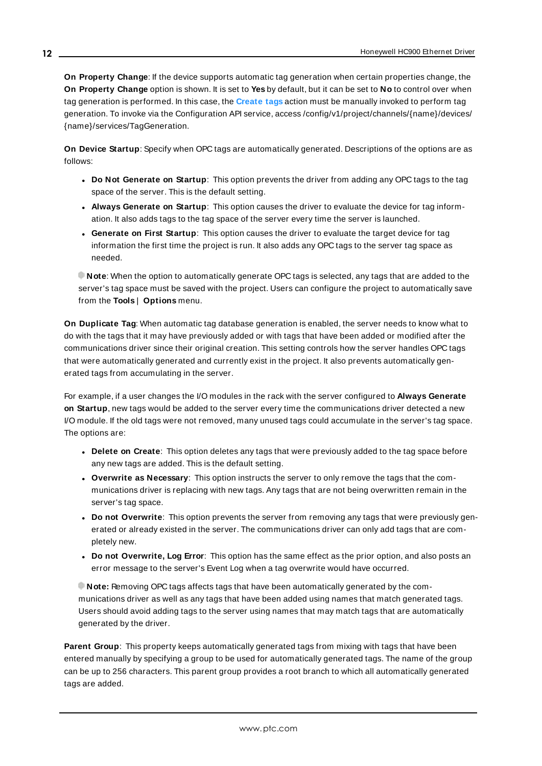**On Property Change**: If the device supports automatic tag generation when certain properties change, the **On Property Change** option is shown. It is set to **Yes** by default, but it can be set to **No** to control over when tag generation is performed. In this case, the **Create tags** action must be manually invoked to perform tag generation. To invoke via the Configuration API service, access /config/v1/project/channels/{name}/devices/{name}/services/TagGeneration.

**On Device Startup**: Specify when OPC tags are automatically generated. Descriptions of the options are as follows:

- **Do Not Generate on Startup**: This option prevents the driver from adding any OPC tags to the tag space of the server. This is the default setting.
- **Always Generate on Startup**: This option causes the driver to evaluate the device for tag information. It also adds tags to the tag space of the server every time the server is launched.
- **Generate on First Startup**: This option causes the driver to evaluate the target device for tag information the first time the project is run. It also adds any OPC tags to the server tag space as needed.

**Note**: When the option to automatically generate OPC tags is selected, any tags that are added to the server's tag space must be saved with the project. Users can configure the project to automatically save from the **Tools** | **Options** menu.

**On Duplicate Tag**: When automatic tag database generation is enabled, the server needs to know what to do with the tags that it may have previously added or with tags that have been added or modified after the communications driver since their original creation. This setting controls how the server handles OPC tags that were automatically generated and currently exist in the project. It also prevents automatically generated tags from accumulating in the server.

For example, if a user changes the I/O modules in the rack with the server configured to **Always Generate on Startup**, new tags would be added to the server every time the communications driver detected a new I/O module. If the old tags were not removed, many unused tags could accumulate in the server's tag space. The options are:

- **Delete on Create**: This option deletes any tags that were previously added to the tag space before any new tags are added. This is the default setting.
- **Overwrite as Necessary**: This option instructs the server to only remove the tags that the communications driver is replacing with new tags. Any tags that are not being overwritten remain in the server's tag space.
- **Do not Overwrite**: This option prevents the server from removing any tags that were previously generated or already existed in the server. The communications driver can only add tags that are completely new.
- **Do not Overwrite, Log Error**: This option has the same effect as the prior option, and also posts an error message to the server's Event Log when a tag overwrite would have occurred.

**Note:** Removing OPC tags affects tags that have been automatically generated by the communications driver as well as any tags that have been added using names that match generated tags. Users should avoid adding tags to the server using names that may match tags that are automatically generated by the driver.

**Parent Group**: This property keeps automatically generated tags from mixing with tags that have been entered manually by specifying a group to be used for automatically generated tags. The name of the group can be up to 256 characters. This parent group provides a root branch to which all automatically generated tags are added.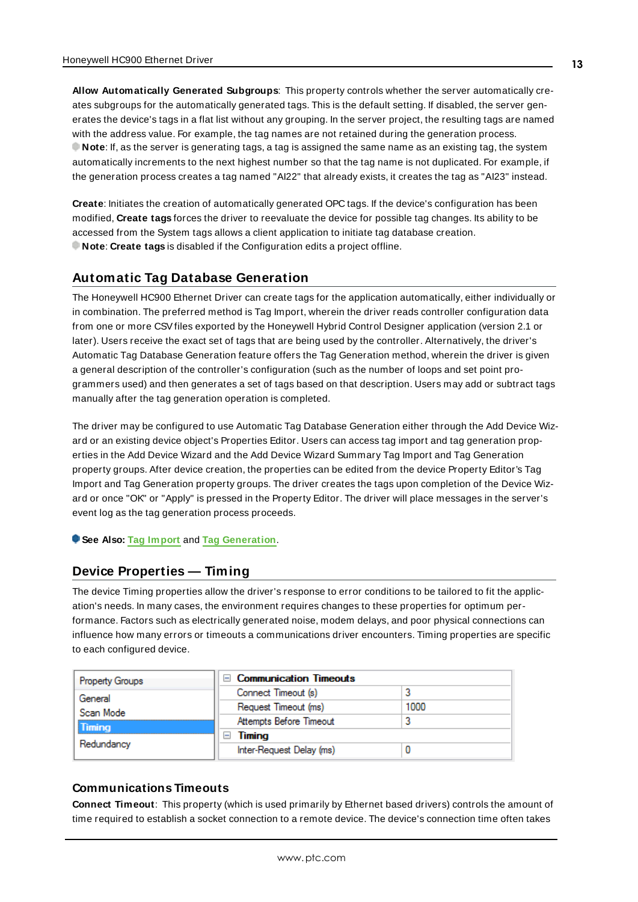**Allow Automatically Generated Subgroups**: This property controls whether the server automatically creates subgroups for the automatically generated tags. This is the default setting. If disabled, the server generates the device's tags in a flat list without any grouping. In the server project, the resulting tags are named with the address value. For example, the tag names are not retained during the generation process.
**Note**: If, as the server is generating tags, a tag is assigned the same name as an existing tag, the system automatically increments to the next highest number so that the tag name is not duplicated. For example, if the generation process creates a tag named "AI22" that already exists, it creates the tag as "AI23" instead.

**Create**: Initiates the creation of automatically generated OPC tags. If the device's configuration has been modified, **Create tags** forces the driver to reevaluate the device for possible tag changes. Its ability to be accessed from the System tags allows a client application to initiate tag database creation.
**Note**: **Create tags** is disabled if the Configuration edits a project offline.

## Automatic Tag Database Generation

The Honeywell HC900 Ethernet Driver can create tags for the application automatically, either individually or in combination. The preferred method is Tag Import, wherein the driver reads controller configuration data from one or more CSV files exported by the Honeywell Hybrid Control Designer application (version 2.1 or later). Users receive the exact set of tags that are being used by the controller. Alternatively, the driver's Automatic Tag Database Generation feature offers the Tag Generation method, wherein the driver is given a general description of the controller's configuration (such as the number of loops and set point programmers used) and then generates a set of tags based on that description. Users may add or subtract tags manually after the tag generation operation is completed.

The driver may be configured to use Automatic Tag Database Generation either through the Add Device Wizard or an existing device object's Properties Editor. Users can access tag import and tag generation properties in the Add Device Wizard and the Add Device Wizard Summary Tag Import and Tag Generation property groups. After device creation, the properties can be edited from the device Property Editor's Tag Import and Tag Generation property groups. The driver creates the tags upon completion of the Device Wizard or once "OK" or "Apply" is pressed in the Property Editor. The driver will place messages in the server's event log as the tag generation process proceeds.

**See Also:** Tag Import and Tag Generation.

## Device Properties — Timing

The device Timing properties allow the driver's response to error conditions to be tailored to fit the application's needs. In many cases, the environment requires changes to these properties for optimum performance. Factors such as electrically generated noise, modem delays, and poor physical connections can influence how many errors or timeouts a communications driver encounters. Timing properties are specific to each configured device.

| Property Groups | Property | Value |
|---|---|---|
| General | **Communication Timeouts** | |
| Scan Mode | Connect Timeout (s) | 3 |
| **Timing** | Request Timeout (ms) | 1000 |
| Redundancy | Attempts Before Timeout | 3 |
| | **Timing** | |
| | Inter-Request Delay (ms) | 0 |

### Communications Timeouts

**Connect Timeout**: This property (which is used primarily by Ethernet based drivers) controls the amount of time required to establish a socket connection to a remote device. The device's connection time often takes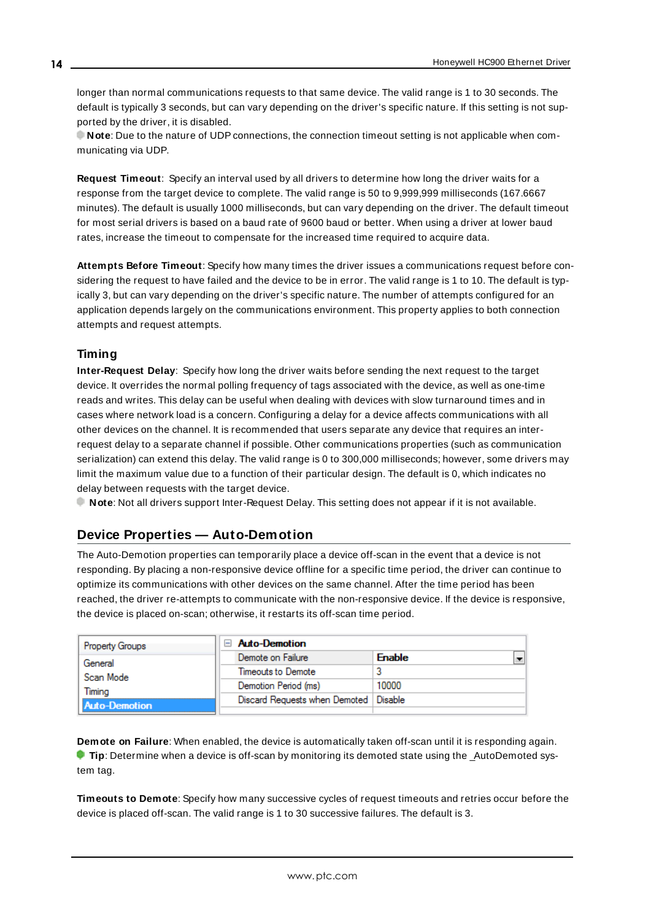longer than normal communications requests to that same device. The valid range is 1 to 30 seconds. The default is typically 3 seconds, but can vary depending on the driver's specific nature. If this setting is not supported by the driver, it is disabled.

**Note**: Due to the nature of UDP connections, the connection timeout setting is not applicable when communicating via UDP.

**Request Timeout**: Specify an interval used by all drivers to determine how long the driver waits for a response from the target device to complete. The valid range is 50 to 9,999,999 milliseconds (167.6667 minutes). The default is usually 1000 milliseconds, but can vary depending on the driver. The default timeout for most serial drivers is based on a baud rate of 9600 baud or better. When using a driver at lower baud rates, increase the timeout to compensate for the increased time required to acquire data.

**Attempts Before Timeout**: Specify how many times the driver issues a communications request before considering the request to have failed and the device to be in error. The valid range is 1 to 10. The default is typically 3, but can vary depending on the driver's specific nature. The number of attempts configured for an application depends largely on the communications environment. This property applies to both connection attempts and request attempts.

### Timing

**Inter-Request Delay**: Specify how long the driver waits before sending the next request to the target device. It overrides the normal polling frequency of tags associated with the device, as well as one-time reads and writes. This delay can be useful when dealing with devices with slow turnaround times and in cases where network load is a concern. Configuring a delay for a device affects communications with all other devices on the channel. It is recommended that users separate any device that requires an inter-request delay to a separate channel if possible. Other communications properties (such as communication serialization) can extend this delay. The valid range is 0 to 300,000 milliseconds; however, some drivers may limit the maximum value due to a function of their particular design. The default is 0, which indicates no delay between requests with the target device.

**Note**: Not all drivers support Inter-Request Delay. This setting does not appear if it is not available.

## Device Properties — Auto-Demotion

The Auto-Demotion properties can temporarily place a device off-scan in the event that a device is not responding. By placing a non-responsive device offline for a specific time period, the driver can continue to optimize its communications with other devices on the same channel. After the time period has been reached, the driver re-attempts to communicate with the non-responsive device. If the device is responsive, the device is placed on-scan; otherwise, it restarts its off-scan time period.

| Property Groups | Auto-Demotion | |
|---|---|---|
| General | Demote on Failure | Enable |
| Scan Mode | Timeouts to Demote | 3 |
| Timing | Demotion Period (ms) | 10000 |
| **Auto-Demotion** | Discard Requests when Demoted | Disable |

**Demote on Failure**: When enabled, the device is automatically taken off-scan until it is responding again.

**Tip**: Determine when a device is off-scan by monitoring its demoted state using the _AutoDemoted system tag.

**Timeouts to Demote**: Specify how many successive cycles of request timeouts and retries occur before the device is placed off-scan. The valid range is 1 to 30 successive failures. The default is 3.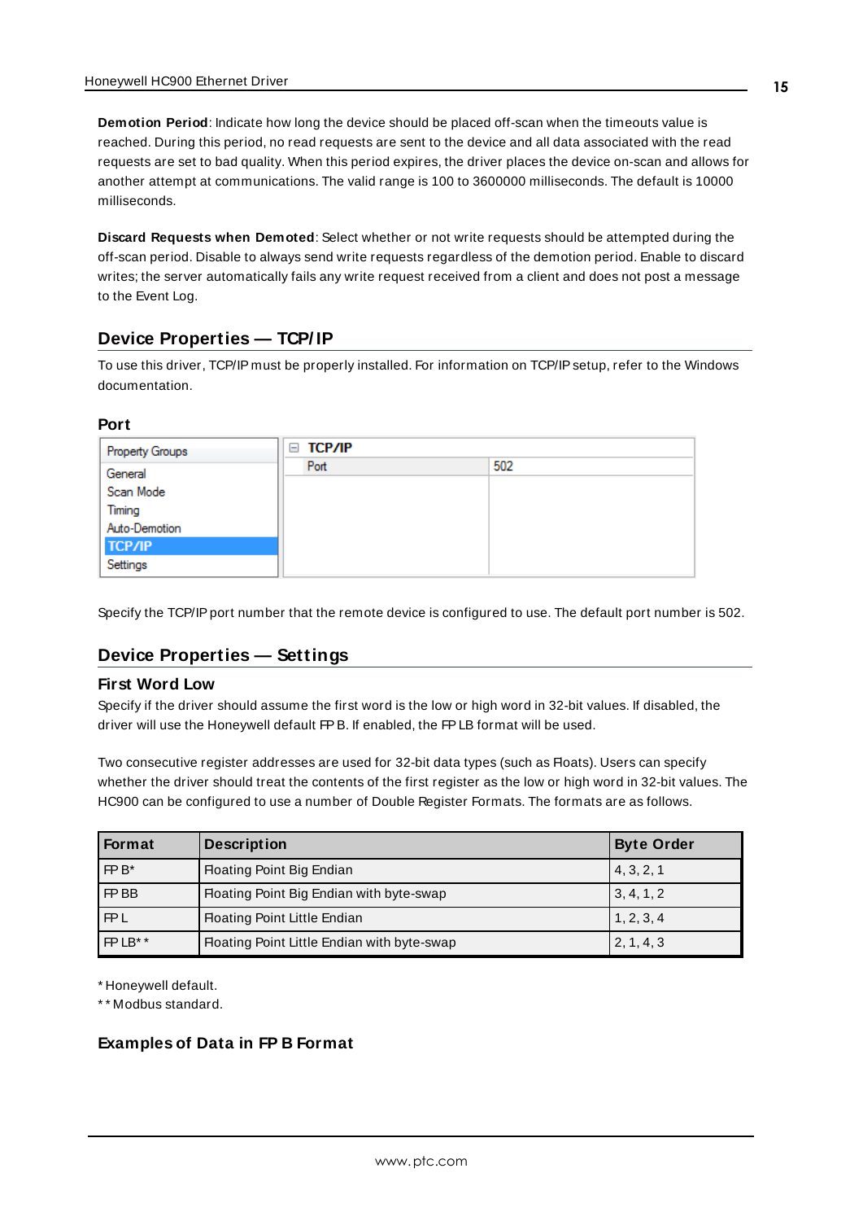**Demotion Period**: Indicate how long the device should be placed off-scan when the timeouts value is reached. During this period, no read requests are sent to the device and all data associated with the read requests are set to bad quality. When this period expires, the driver places the device on-scan and allows for another attempt at communications. The valid range is 100 to 3600000 milliseconds. The default is 10000 milliseconds.

**Discard Requests when Demoted**: Select whether or not write requests should be attempted during the off-scan period. Disable to always send write requests regardless of the demotion period. Enable to discard writes; the server automatically fails any write request received from a client and does not post a message to the Event Log.

## Device Properties — TCP/IP

To use this driver, TCP/IP must be properly installed. For information on TCP/IP setup, refer to the Windows documentation.

### Port

| Property Groups | TCP/IP | |
|---|---|---|
| General | Port | 502 |
| Scan Mode | | |
| Timing | | |
| Auto-Demotion | | |
| TCP/IP | | |
| Settings | | |

Specify the TCP/IP port number that the remote device is configured to use. The default port number is 502.

## Device Properties — Settings

### First Word Low

Specify if the driver should assume the first word is the low or high word in 32-bit values. If disabled, the driver will use the Honeywell default FP B. If enabled, the FP LB format will be used.

Two consecutive register addresses are used for 32-bit data types (such as Floats). Users can specify whether the driver should treat the contents of the first register as the low or high word in 32-bit values. The HC900 can be configured to use a number of Double Register Formats. The formats are as follows.

| Format | Description | Byte Order |
|---|---|---|
| FP B* | Floating Point Big Endian | 4, 3, 2, 1 |
| FP BB | Floating Point Big Endian with byte-swap | 3, 4, 1, 2 |
| FP L | Floating Point Little Endian | 1, 2, 3, 4 |
| FP LB** | Floating Point Little Endian with byte-swap | 2, 1, 4, 3 |

* Honeywell default.
** Modbus standard.

### Examples of Data in FP B Format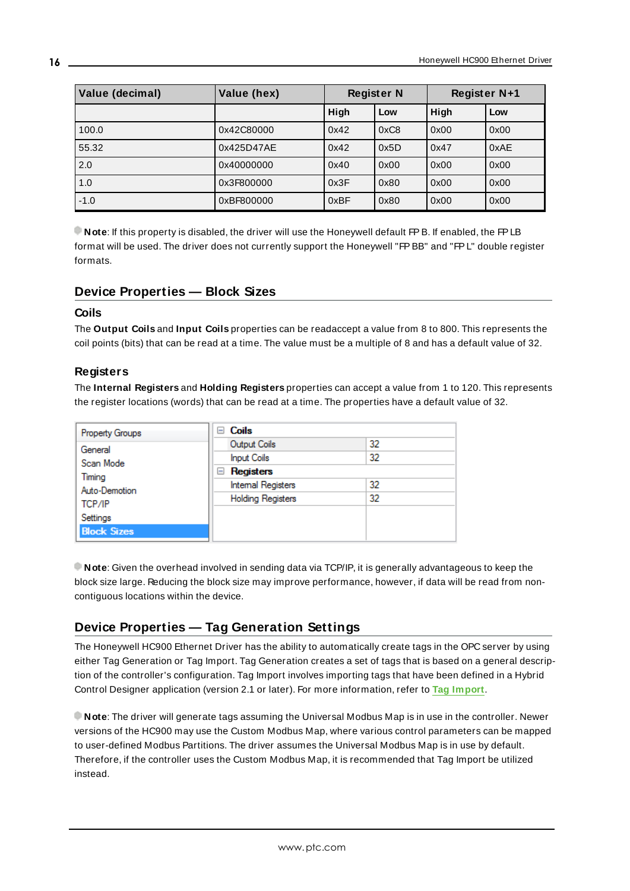| Value (decimal) | Value (hex) | Register N | | Register N+1 | |
|---|---|---|---|---|---|
| | | High | Low | High | Low |
| 100.0 | 0x42C80000 | 0x42 | 0xC8 | 0x00 | 0x00 |
| 55.32 | 0x425D47AE | 0x42 | 0x5D | 0x47 | 0xAE |
| 2.0 | 0x40000000 | 0x40 | 0x00 | 0x00 | 0x00 |
| 1.0 | 0x3F800000 | 0x3F | 0x80 | 0x00 | 0x00 |
| -1.0 | 0xBF800000 | 0xBF | 0x80 | 0x00 | 0x00 |

**Note**: If this property is disabled, the driver will use the Honeywell default FP B. If enabled, the FP LB format will be used. The driver does not currently support the Honeywell "FP BB" and "FP L" double register formats.

## Device Properties — Block Sizes

### Coils

The **Output Coils** and **Input Coils** properties can be readaccept a value from 8 to 800. This represents the coil points (bits) that can be read at a time. The value must be a multiple of 8 and has a default value of 32.

### Registers

The **Internal Registers** and **Holding Registers** properties can accept a value from 1 to 120. This represents the register locations (words) that can be read at a time. The properties have a default value of 32.

| Property Groups | Property | Value |
|---|---|---|
| General | **Coils** | |
| Scan Mode | Output Coils | 32 |
| Timing | Input Coils | 32 |
| Auto-Demotion | **Registers** | |
| TCP/IP | Internal Registers | 32 |
| Settings | Holding Registers | 32 |
| **Block Sizes** | | |

**Note**: Given the overhead involved in sending data via TCP/IP, it is generally advantageous to keep the block size large. Reducing the block size may improve performance, however, if data will be read from non-contiguous locations within the device.

## Device Properties — Tag Generation Settings

The Honeywell HC900 Ethernet Driver has the ability to automatically create tags in the OPC server by using either Tag Generation or Tag Import. Tag Generation creates a set of tags that is based on a general description of the controller's configuration. Tag Import involves importing tags that have been defined in a Hybrid Control Designer application (version 2.1 or later). For more information, refer to **Tag Import**.

**Note**: The driver will generate tags assuming the Universal Modbus Map is in use in the controller. Newer versions of the HC900 may use the Custom Modbus Map, where various control parameters can be mapped to user-defined Modbus Partitions. The driver assumes the Universal Modbus Map is in use by default. Therefore, if the controller uses the Custom Modbus Map, it is recommended that Tag Import be utilized instead.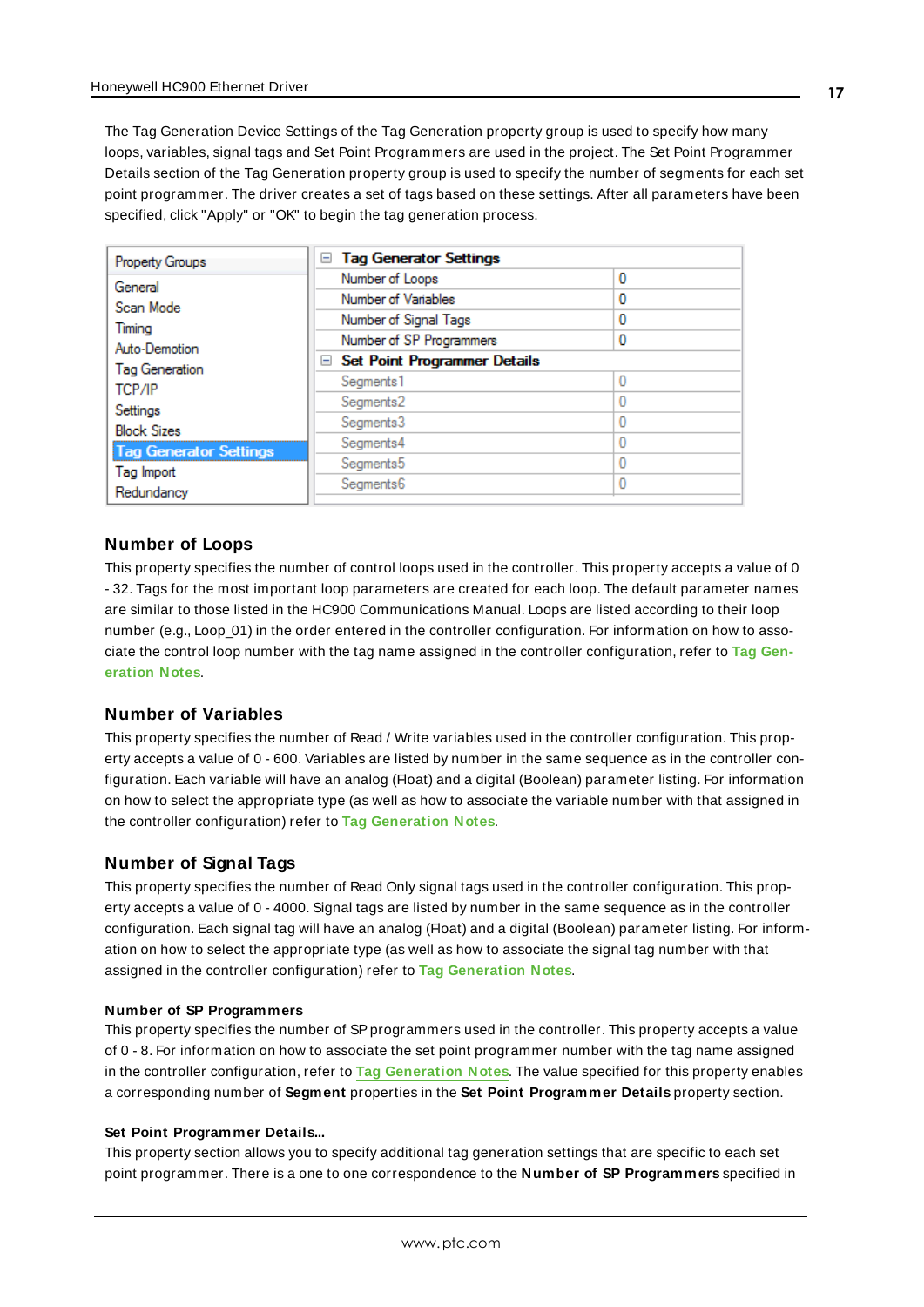The Tag Generation Device Settings of the Tag Generation property group is used to specify how many loops, variables, signal tags and Set Point Programmers are used in the project. The Set Point Programmer Details section of the Tag Generation property group is used to specify the number of segments for each set point programmer. The driver creates a set of tags based on these settings. After all parameters have been specified, click "Apply" or "OK" to begin the tag generation process.

| Property Groups |
| --- |
| General |
| Scan Mode |
| Timing |
| Auto-Demotion |
| Tag Generation |
| TCP/IP |
| Settings |
| Block Sizes |
| **Tag Generator Settings** |
| Tag Import |
| Redundancy |

| Tag Generator Settings | |
| --- | --- |
| Number of Loops | 0 |
| Number of Variables | 0 |
| Number of Signal Tags | 0 |
| Number of SP Programmers | 0 |
| **Set Point Programmer Details** | |
| Segments1 | 0 |
| Segments2 | 0 |
| Segments3 | 0 |
| Segments4 | 0 |
| Segments5 | 0 |
| Segments6 | 0 |

## Number of Loops

This property specifies the number of control loops used in the controller. This property accepts a value of 0 - 32. Tags for the most important loop parameters are created for each loop. The default parameter names are similar to those listed in the HC900 Communications Manual. Loops are listed according to their loop number (e.g., Loop_01) in the order entered in the controller configuration. For information on how to associate the control loop number with the tag name assigned in the controller configuration, refer to **Tag Generation Notes**.

## Number of Variables

This property specifies the number of Read / Write variables used in the controller configuration. This property accepts a value of 0 - 600. Variables are listed by number in the same sequence as in the controller configuration. Each variable will have an analog (Float) and a digital (Boolean) parameter listing. For information on how to select the appropriate type (as well as how to associate the variable number with that assigned in the controller configuration) refer to **Tag Generation Notes**.

## Number of Signal Tags

This property specifies the number of Read Only signal tags used in the controller configuration. This property accepts a value of 0 - 4000. Signal tags are listed by number in the same sequence as in the controller configuration. Each signal tag will have an analog (Float) and a digital (Boolean) parameter listing. For information on how to select the appropriate type (as well as how to associate the signal tag number with that assigned in the controller configuration) refer to **Tag Generation Notes**.

### Number of SP Programmers

This property specifies the number of SP programmers used in the controller. This property accepts a value of 0 - 8. For information on how to associate the set point programmer number with the tag name assigned in the controller configuration, refer to **Tag Generation Notes**. The value specified for this property enables a corresponding number of **Segment** properties in the **Set Point Programmer Details** property section.

### Set Point Programmer Details...

This property section allows you to specify additional tag generation settings that are specific to each set point programmer. There is a one to one correspondence to the **Number of SP Programmers** specified in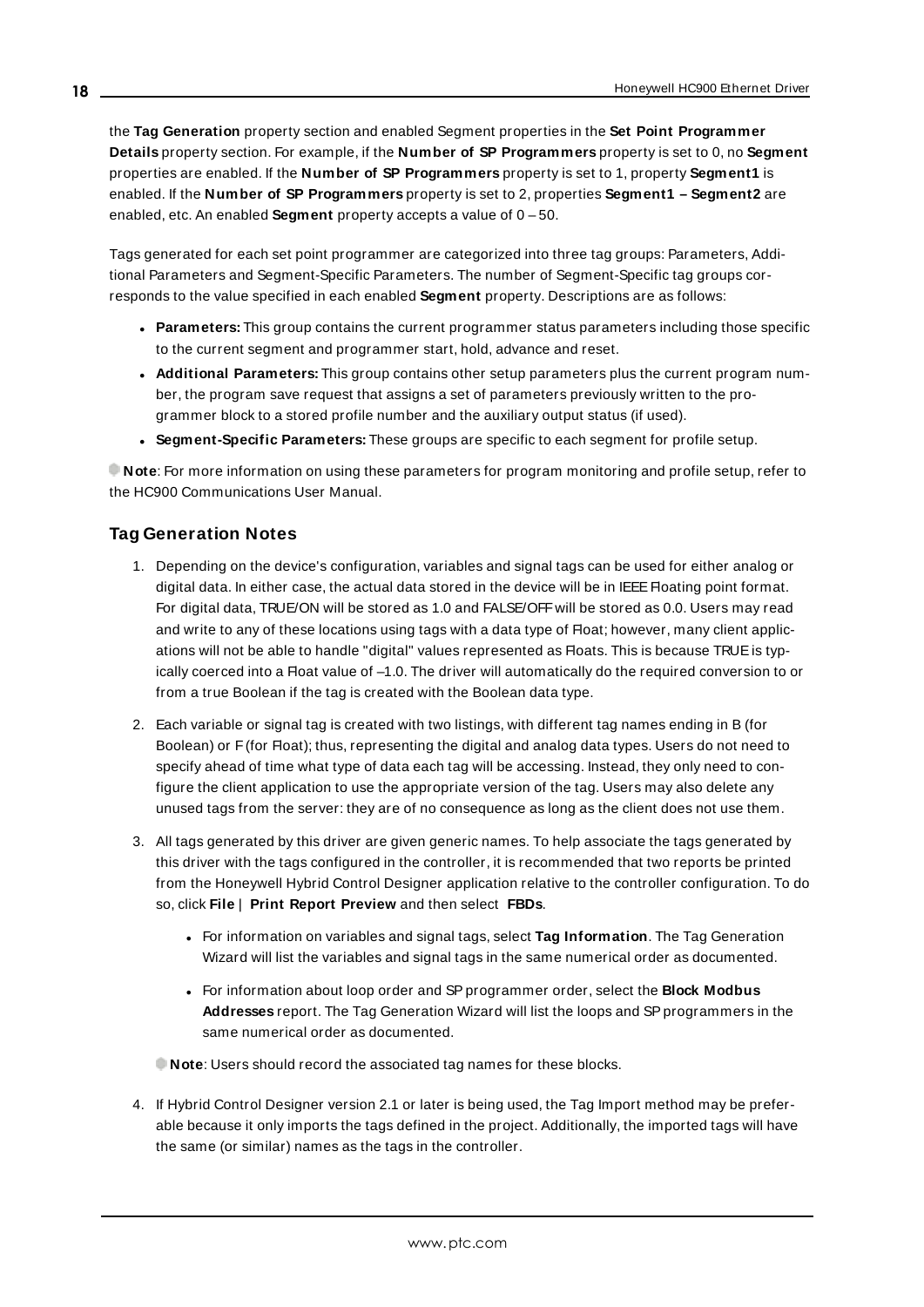the **Tag Generation** property section and enabled Segment properties in the **Set Point Programmer Details** property section. For example, if the **Number of SP Programmers** property is set to 0, no **Segment** properties are enabled. If the **Number of SP Programmers** property is set to 1, property **Segment1** is enabled. If the **Number of SP Programmers** property is set to 2, properties **Segment1 – Segment2** are enabled, etc. An enabled **Segment** property accepts a value of 0 – 50.

Tags generated for each set point programmer are categorized into three tag groups: Parameters, Additional Parameters and Segment-Specific Parameters. The number of Segment-Specific tag groups corresponds to the value specified in each enabled **Segment** property. Descriptions are as follows:

- **Parameters:** This group contains the current programmer status parameters including those specific to the current segment and programmer start, hold, advance and reset.
- **Additional Parameters:** This group contains other setup parameters plus the current program number, the program save request that assigns a set of parameters previously written to the programmer block to a stored profile number and the auxiliary output status (if used).
- **Segment-Specific Parameters:** These groups are specific to each segment for profile setup.

**Note**: For more information on using these parameters for program monitoring and profile setup, refer to the HC900 Communications User Manual.

## Tag Generation Notes

1. Depending on the device's configuration, variables and signal tags can be used for either analog or digital data. In either case, the actual data stored in the device will be in IEEE Floating point format. For digital data, TRUE/ON will be stored as 1.0 and FALSE/OFF will be stored as 0.0. Users may read and write to any of these locations using tags with a data type of Float; however, many client applications will not be able to handle "digital" values represented as Floats. This is because TRUE is typically coerced into a Float value of –1.0. The driver will automatically do the required conversion to or from a true Boolean if the tag is created with the Boolean data type.
2. Each variable or signal tag is created with two listings, with different tag names ending in B (for Boolean) or F (for Float); thus, representing the digital and analog data types. Users do not need to specify ahead of time what type of data each tag will be accessing. Instead, they only need to configure the client application to use the appropriate version of the tag. Users may also delete any unused tags from the server: they are of no consequence as long as the client does not use them.
3. All tags generated by this driver are given generic names. To help associate the tags generated by this driver with the tags configured in the controller, it is recommended that two reports be printed from the Honeywell Hybrid Control Designer application relative to the controller configuration. To do so, click **File** | **Print Report Preview** and then select **FBDs**.
   - For information on variables and signal tags, select **Tag Information**. The Tag Generation Wizard will list the variables and signal tags in the same numerical order as documented.
   - For information about loop order and SP programmer order, select the **Block Modbus Addresses** report. The Tag Generation Wizard will list the loops and SP programmers in the same numerical order as documented.

   **Note**: Users should record the associated tag names for these blocks.
4. If Hybrid Control Designer version 2.1 or later is being used, the Tag Import method may be preferable because it only imports the tags defined in the project. Additionally, the imported tags will have the same (or similar) names as the tags in the controller.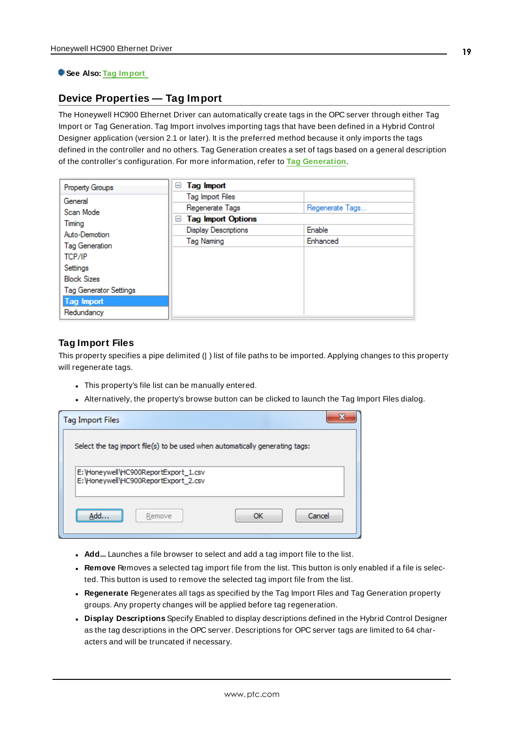**See Also:** Tag Import

## Device Properties — Tag Import

The Honeywell HC900 Ethernet Driver can automatically create tags in the OPC server through either Tag Import or Tag Generation. Tag Import involves importing tags that have been defined in a Hybrid Control Designer application (version 2.1 or later). It is the preferred method because it only imports the tags defined in the controller and no others. Tag Generation creates a set of tags based on a general description of the controller's configuration. For more information, refer to Tag Generation.

### Tag Import Files

This property specifies a pipe delimited (| ) list of file paths to be imported. Applying changes to this property will regenerate tags.

- This property's file list can be manually entered.
- Alternatively, the property's browse button can be clicked to launch the Tag Import Files dialog.

- **Add...** Launches a file browser to select and add a tag import file to the list.
- **Remove** Removes a selected tag import file from the list. This button is only enabled if a file is selected. This button is used to remove the selected tag import file from the list.
- **Regenerate** Regenerates all tags as specified by the Tag Import Files and Tag Generation property groups. Any property changes will be applied before tag regeneration.
- **Display Descriptions** Specify Enabled to display descriptions defined in the Hybrid Control Designer as the tag descriptions in the OPC server. Descriptions for OPC server tags are limited to 64 characters and will be truncated if necessary.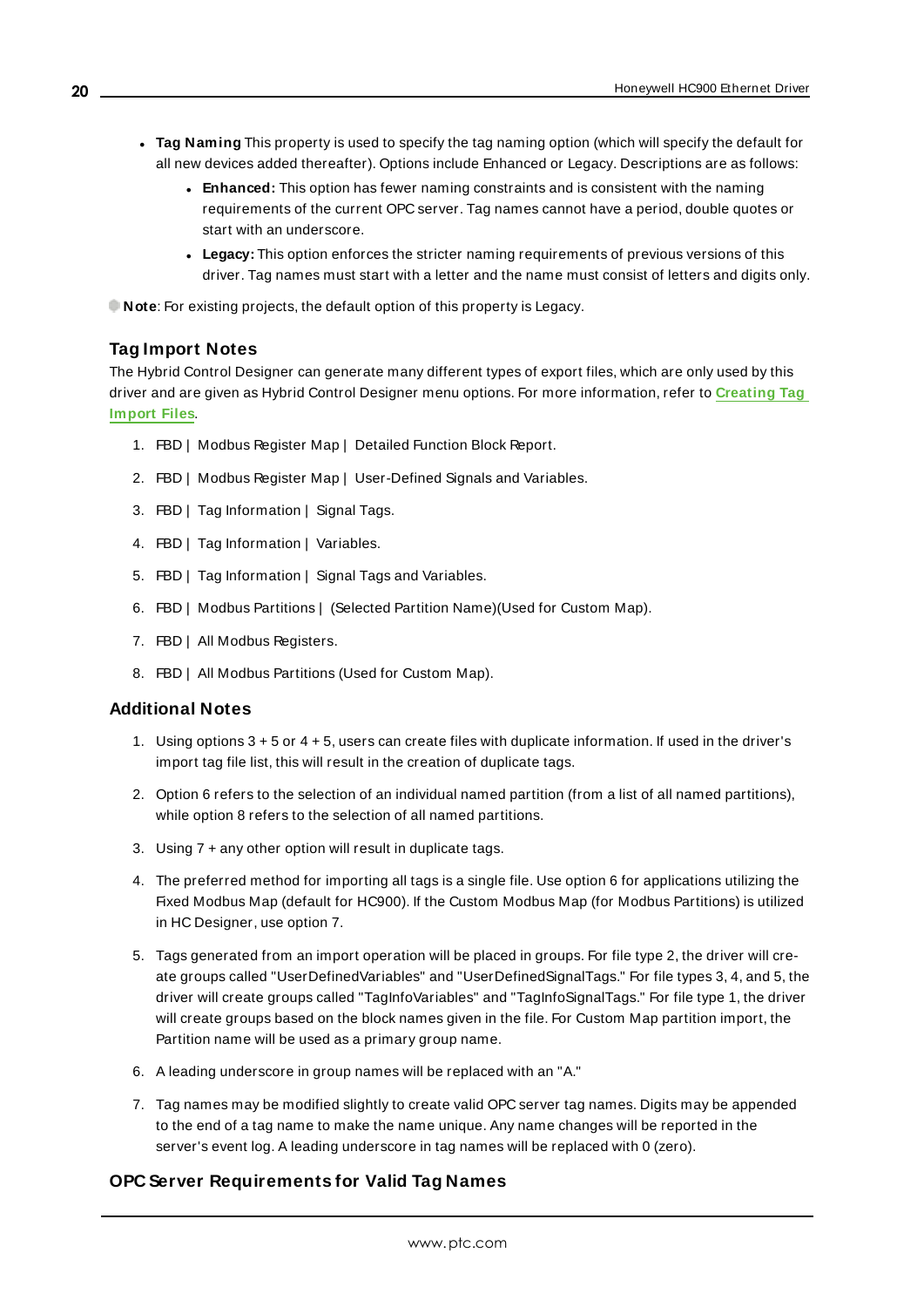- **Tag Naming** This property is used to specify the tag naming option (which will specify the default for all new devices added thereafter). Options include Enhanced or Legacy. Descriptions are as follows:
  - **Enhanced:** This option has fewer naming constraints and is consistent with the naming requirements of the current OPC server. Tag names cannot have a period, double quotes or start with an underscore.
  - **Legacy:** This option enforces the stricter naming requirements of previous versions of this driver. Tag names must start with a letter and the name must consist of letters and digits only.

**Note**: For existing projects, the default option of this property is Legacy.

### Tag Import Notes

The Hybrid Control Designer can generate many different types of export files, which are only used by this driver and are given as Hybrid Control Designer menu options. For more information, refer to **Creating Tag Import Files**.

1. FBD | Modbus Register Map | Detailed Function Block Report.
2. FBD | Modbus Register Map | User-Defined Signals and Variables.
3. FBD | Tag Information | Signal Tags.
4. FBD | Tag Information | Variables.
5. FBD | Tag Information | Signal Tags and Variables.
6. FBD | Modbus Partitions | (Selected Partition Name)(Used for Custom Map).
7. FBD | All Modbus Registers.
8. FBD | All Modbus Partitions (Used for Custom Map).

### Additional Notes

1. Using options 3 + 5 or 4 + 5, users can create files with duplicate information. If used in the driver's import tag file list, this will result in the creation of duplicate tags.
2. Option 6 refers to the selection of an individual named partition (from a list of all named partitions), while option 8 refers to the selection of all named partitions.
3. Using 7 + any other option will result in duplicate tags.
4. The preferred method for importing all tags is a single file. Use option 6 for applications utilizing the Fixed Modbus Map (default for HC900). If the Custom Modbus Map (for Modbus Partitions) is utilized in HC Designer, use option 7.
5. Tags generated from an import operation will be placed in groups. For file type 2, the driver will create groups called "UserDefinedVariables" and "UserDefinedSignalTags." For file types 3, 4, and 5, the driver will create groups called "TagInfoVariables" and "TagInfoSignalTags." For file type 1, the driver will create groups based on the block names given in the file. For Custom Map partition import, the Partition name will be used as a primary group name.
6. A leading underscore in group names will be replaced with an "A."
7. Tag names may be modified slightly to create valid OPC server tag names. Digits may be appended to the end of a tag name to make the name unique. Any name changes will be reported in the server's event log. A leading underscore in tag names will be replaced with 0 (zero).

### OPC Server Requirements for Valid Tag Names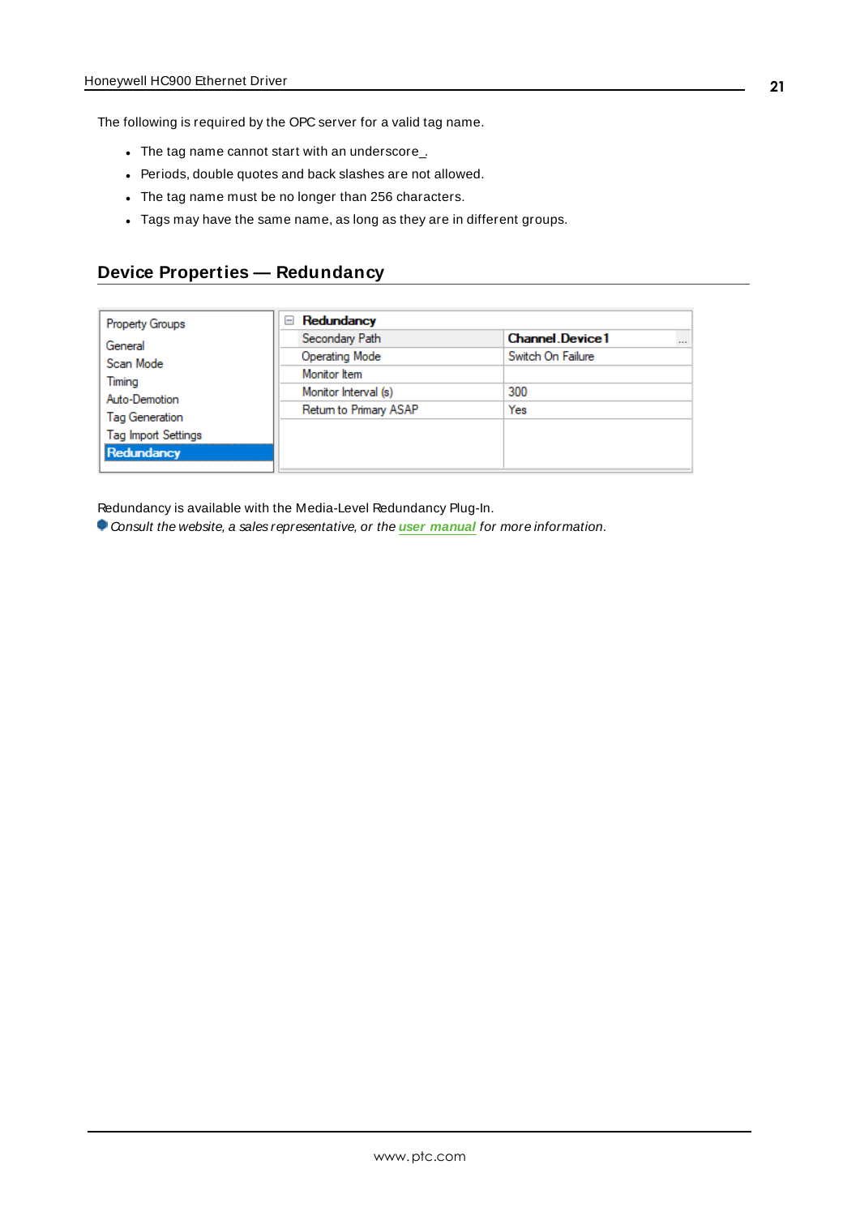The following is required by the OPC server for a valid tag name.

- The tag name cannot start with an underscore_.
- Periods, double quotes and back slashes are not allowed.
- The tag name must be no longer than 256 characters.
- Tags may have the same name, as long as they are in different groups.

## Device Properties — Redundancy

| Property Groups | Redundancy | |
|---|---|---|
| General | Secondary Path | Channel.Device1 |
| Scan Mode | Operating Mode | Switch On Failure |
| Timing | Monitor Item | |
| Auto-Demotion | Monitor Interval (s) | 300 |
| Tag Generation | Return to Primary ASAP | Yes |
| Tag Import Settings | | |
| **Redundancy** | | |

Redundancy is available with the Media-Level Redundancy Plug-In.

*Consult the website, a sales representative, or the* ***user manual*** *for more information.*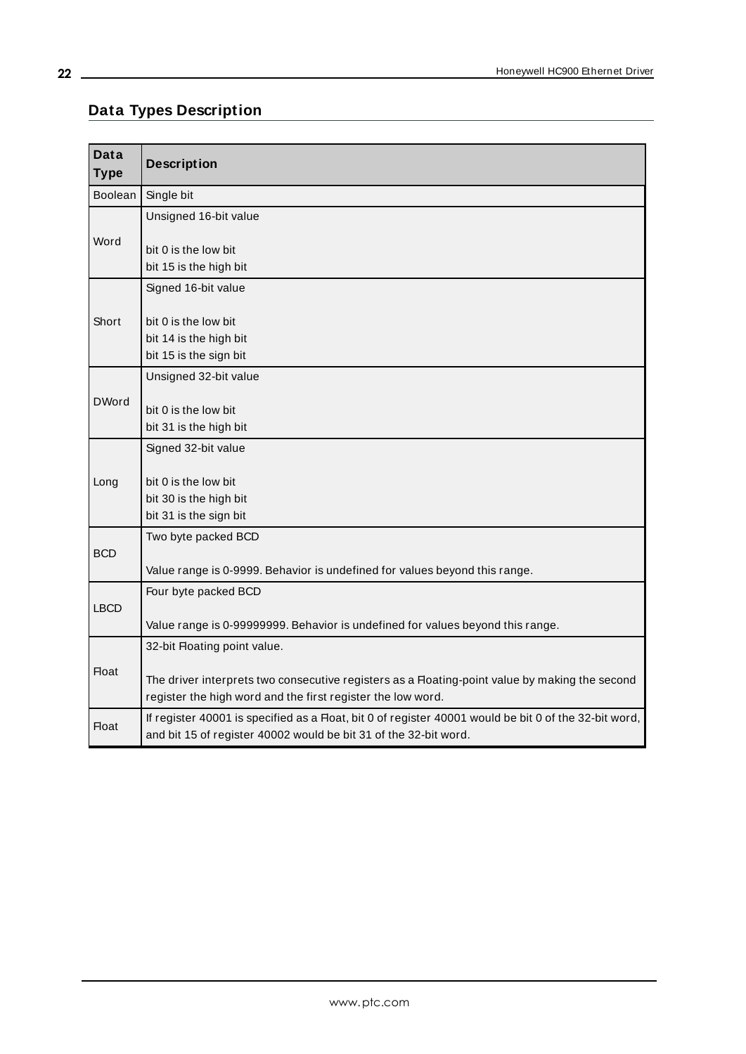## Data Types Description

| Data Type | Description |
|---|---|
| Boolean | Single bit |
| Word | Unsigned 16-bit value<br><br>bit 0 is the low bit<br>bit 15 is the high bit |
| Short | Signed 16-bit value<br><br>bit 0 is the low bit<br>bit 14 is the high bit<br>bit 15 is the sign bit |
| DWord | Unsigned 32-bit value<br><br>bit 0 is the low bit<br>bit 31 is the high bit |
| Long | Signed 32-bit value<br><br>bit 0 is the low bit<br>bit 30 is the high bit<br>bit 31 is the sign bit |
| BCD | Two byte packed BCD<br><br>Value range is 0-9999. Behavior is undefined for values beyond this range. |
| LBCD | Four byte packed BCD<br><br>Value range is 0-99999999. Behavior is undefined for values beyond this range. |
| Float | 32-bit Floating point value.<br><br>The driver interprets two consecutive registers as a Floating-point value by making the second register the high word and the first register the low word. |
| Float | If register 40001 is specified as a Float, bit 0 of register 40001 would be bit 0 of the 32-bit word, and bit 15 of register 40002 would be bit 31 of the 32-bit word. |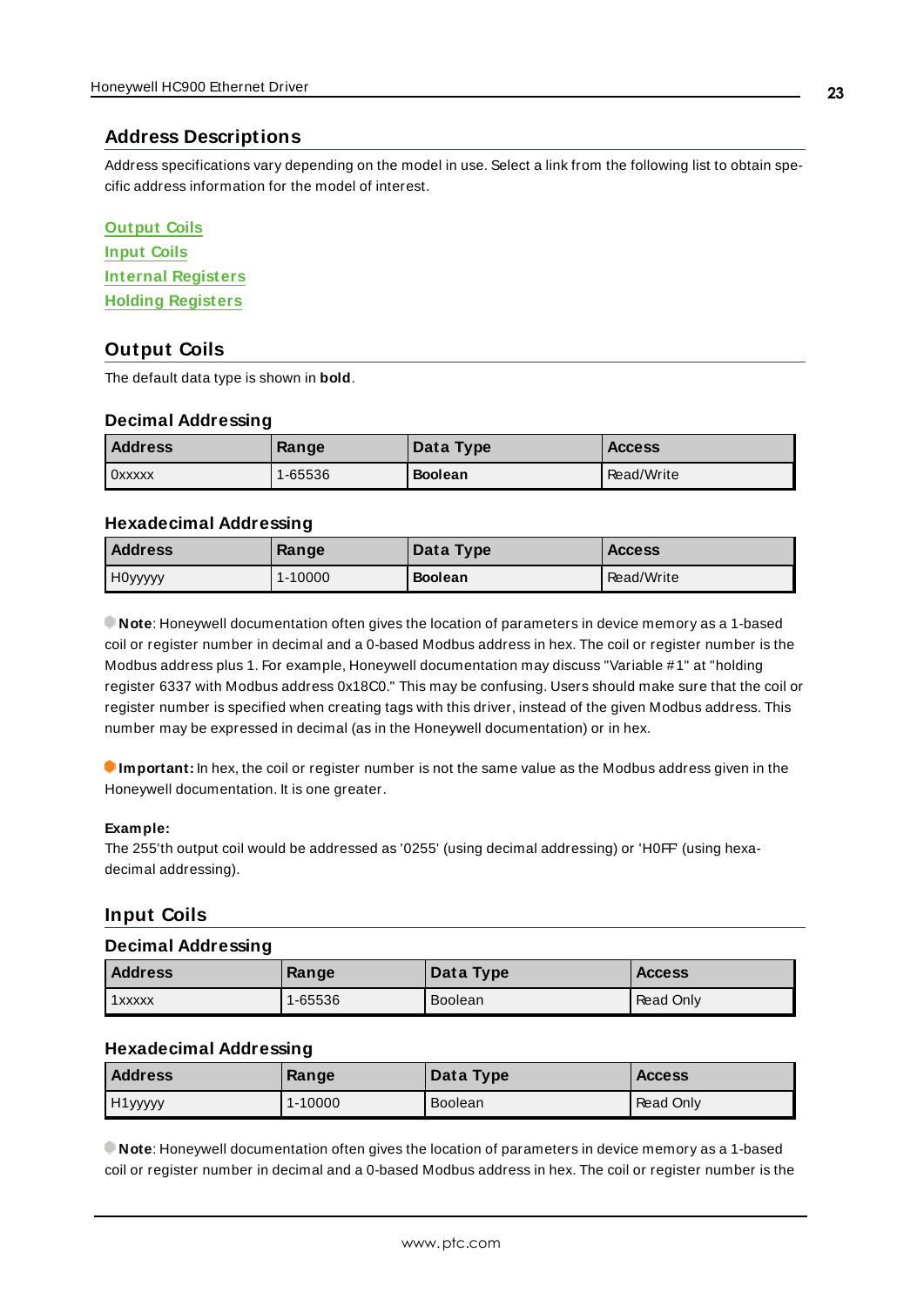## Address Descriptions

Address specifications vary depending on the model in use. Select a link from the following list to obtain specific address information for the model of interest.

Output Coils
Input Coils
Internal Registers
Holding Registers

## Output Coils

The default data type is shown in **bold**.

### Decimal Addressing

| Address | Range | Data Type | Access |
|---|---|---|---|
| 0xxxxx | 1-65536 | **Boolean** | Read/Write |

### Hexadecimal Addressing

| Address | Range | Data Type | Access |
|---|---|---|---|
| H0yyyyy | 1-10000 | **Boolean** | Read/Write |

**Note**: Honeywell documentation often gives the location of parameters in device memory as a 1-based coil or register number in decimal and a 0-based Modbus address in hex. The coil or register number is the Modbus address plus 1. For example, Honeywell documentation may discuss "Variable #1" at "holding register 6337 with Modbus address 0x18C0." This may be confusing. Users should make sure that the coil or register number is specified when creating tags with this driver, instead of the given Modbus address. This number may be expressed in decimal (as in the Honeywell documentation) or in hex.

**Important:** In hex, the coil or register number is not the same value as the Modbus address given in the Honeywell documentation. It is one greater.

**Example:**
The 255'th output coil would be addressed as '0255' (using decimal addressing) or 'H0FF' (using hexadecimal addressing).

## Input Coils

### Decimal Addressing

| Address | Range | Data Type | Access |
|---|---|---|---|
| 1xxxxx | 1-65536 | Boolean | Read Only |

### Hexadecimal Addressing

| Address | Range | Data Type | Access |
|---|---|---|---|
| H1yyyyy | 1-10000 | Boolean | Read Only |

**Note**: Honeywell documentation often gives the location of parameters in device memory as a 1-based coil or register number in decimal and a 0-based Modbus address in hex. The coil or register number is the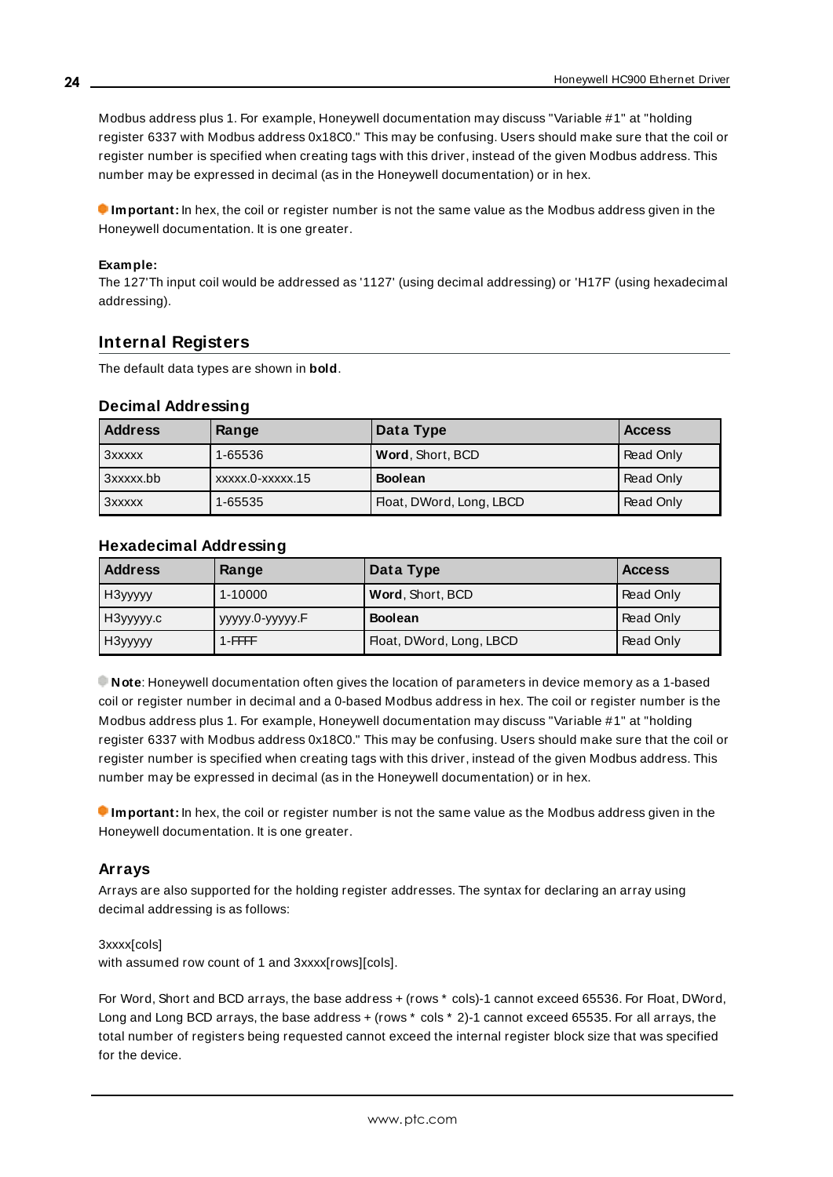Modbus address plus 1. For example, Honeywell documentation may discuss "Variable #1" at "holding register 6337 with Modbus address 0x18C0." This may be confusing. Users should make sure that the coil or register number is specified when creating tags with this driver, instead of the given Modbus address. This number may be expressed in decimal (as in the Honeywell documentation) or in hex.

**Important:** In hex, the coil or register number is not the same value as the Modbus address given in the Honeywell documentation. It is one greater.

**Example:**
The 127'Th input coil would be addressed as '1127' (using decimal addressing) or 'H17F' (using hexadecimal addressing).

## Internal Registers

The default data types are shown in **bold**.

### Decimal Addressing

| Address | Range | Data Type | Access |
|---|---|---|---|
| 3xxxxx | 1-65536 | **Word**, Short, BCD | Read Only |
| 3xxxxx.bb | xxxxx.0-xxxxx.15 | **Boolean** | Read Only |
| 3xxxxx | 1-65535 | Float, DWord, Long, LBCD | Read Only |

### Hexadecimal Addressing

| Address | Range | Data Type | Access |
|---|---|---|---|
| H3yyyyy | 1-10000 | **Word**, Short, BCD | Read Only |
| H3yyyyy.c | yyyyy.0-yyyyy.F | **Boolean** | Read Only |
| H3yyyyy | 1-FFFF | Float, DWord, Long, LBCD | Read Only |

**Note**: Honeywell documentation often gives the location of parameters in device memory as a 1-based coil or register number in decimal and a 0-based Modbus address in hex. The coil or register number is the Modbus address plus 1. For example, Honeywell documentation may discuss "Variable #1" at "holding register 6337 with Modbus address 0x18C0." This may be confusing. Users should make sure that the coil or register number is specified when creating tags with this driver, instead of the given Modbus address. This number may be expressed in decimal (as in the Honeywell documentation) or in hex.

**Important:** In hex, the coil or register number is not the same value as the Modbus address given in the Honeywell documentation. It is one greater.

### Arrays

Arrays are also supported for the holding register addresses. The syntax for declaring an array using decimal addressing is as follows:

3xxxx[cols]
with assumed row count of 1 and 3xxxx[rows][cols].

For Word, Short and BCD arrays, the base address + (rows * cols)-1 cannot exceed 65536. For Float, DWord, Long and Long BCD arrays, the base address + (rows * cols * 2)-1 cannot exceed 65535. For all arrays, the total number of registers being requested cannot exceed the internal register block size that was specified for the device.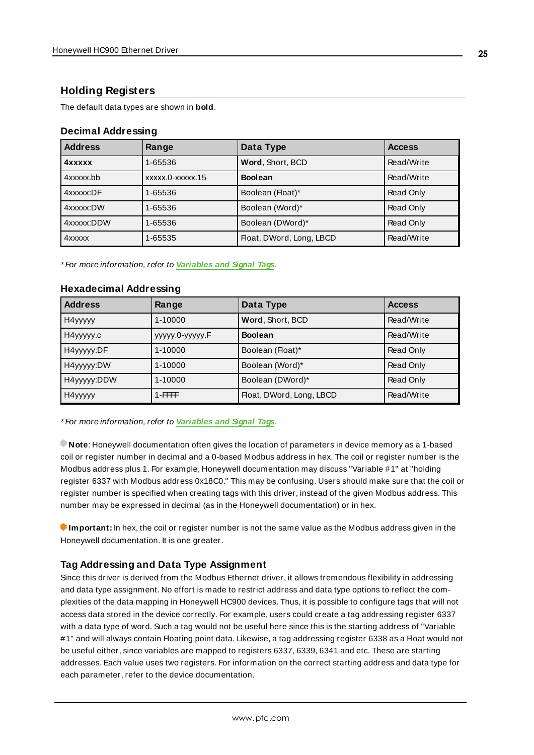## Holding Registers

The default data types are shown in **bold**.

### Decimal Addressing

| Address | Range | Data Type | Access |
|---|---|---|---|
| **4xxxxx** | 1-65536 | **Word**, Short, BCD | Read/Write |
| 4xxxxx.bb | xxxxx.0-xxxxx.15 | **Boolean** | Read/Write |
| 4xxxxx:DF | 1-65536 | Boolean (Float)* | Read Only |
| 4xxxxx:DW | 1-65536 | Boolean (Word)* | Read Only |
| 4xxxxx:DDW | 1-65536 | Boolean (DWord)* | Read Only |
| 4xxxxx | 1-65535 | Float, DWord, Long, LBCD | Read/Write |

*\* For more information, refer to **Variables and Signal Tags**.*

### Hexadecimal Addressing

| Address | Range | Data Type | Access |
|---|---|---|---|
| H4yyyyy | 1-10000 | **Word**, Short, BCD | Read/Write |
| H4yyyyy.c | yyyyy.0-yyyyy.F | **Boolean** | Read/Write |
| H4yyyyy:DF | 1-10000 | Boolean (Float)* | Read Only |
| H4yyyyy:DW | 1-10000 | Boolean (Word)* | Read Only |
| H4yyyyy:DDW | 1-10000 | Boolean (DWord)* | Read Only |
| H4yyyyy | 1-FFFF | Float, DWord, Long, LBCD | Read/Write |

*\* For more information, refer to **Variables and Signal Tags**.*

**Note**: Honeywell documentation often gives the location of parameters in device memory as a 1-based coil or register number in decimal and a 0-based Modbus address in hex. The coil or register number is the Modbus address plus 1. For example, Honeywell documentation may discuss "Variable #1" at "holding register 6337 with Modbus address 0x18C0." This may be confusing. Users should make sure that the coil or register number is specified when creating tags with this driver, instead of the given Modbus address. This number may be expressed in decimal (as in the Honeywell documentation) or in hex.

**Important:** In hex, the coil or register number is not the same value as the Modbus address given in the Honeywell documentation. It is one greater.

### Tag Addressing and Data Type Assignment

Since this driver is derived from the Modbus Ethernet driver, it allows tremendous flexibility in addressing and data type assignment. No effort is made to restrict address and data type options to reflect the complexities of the data mapping in Honeywell HC900 devices. Thus, it is possible to configure tags that will not access data stored in the device correctly. For example, users could create a tag addressing register 6337 with a data type of word. Such a tag would not be useful here since this is the starting address of "Variable #1" and will always contain Floating point data. Likewise, a tag addressing register 6338 as a Float would not be useful either, since variables are mapped to registers 6337, 6339, 6341 and etc. These are starting addresses. Each value uses two registers. For information on the correct starting address and data type for each parameter, refer to the device documentation.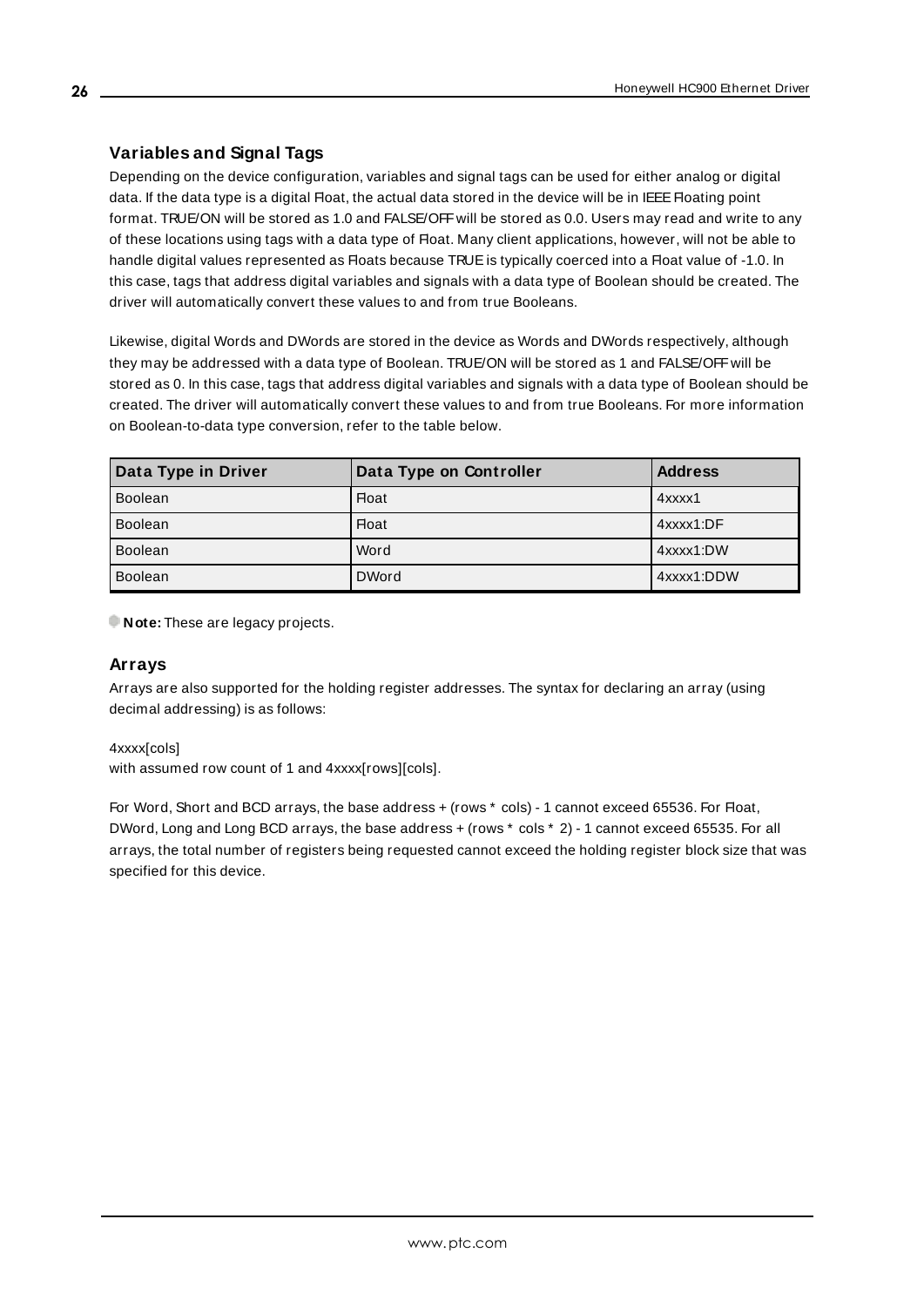### Variables and Signal Tags

Depending on the device configuration, variables and signal tags can be used for either analog or digital data. If the data type is a digital Float, the actual data stored in the device will be in IEEE Floating point format. TRUE/ON will be stored as 1.0 and FALSE/OFF will be stored as 0.0. Users may read and write to any of these locations using tags with a data type of Float. Many client applications, however, will not be able to handle digital values represented as Floats because TRUE is typically coerced into a Float value of -1.0. In this case, tags that address digital variables and signals with a data type of Boolean should be created. The driver will automatically convert these values to and from true Booleans.

Likewise, digital Words and DWords are stored in the device as Words and DWords respectively, although they may be addressed with a data type of Boolean. TRUE/ON will be stored as 1 and FALSE/OFF will be stored as 0. In this case, tags that address digital variables and signals with a data type of Boolean should be created. The driver will automatically convert these values to and from true Booleans. For more information on Boolean-to-data type conversion, refer to the table below.

| Data Type in Driver | Data Type on Controller | Address |
| --- | --- | --- |
| Boolean | Float | 4xxxx1 |
| Boolean | Float | 4xxxx1:DF |
| Boolean | Word | 4xxxx1:DW |
| Boolean | DWord | 4xxxx1:DDW |

**Note:** These are legacy projects.

### Arrays

Arrays are also supported for the holding register addresses. The syntax for declaring an array (using decimal addressing) is as follows:

4xxxx[cols]
with assumed row count of 1 and 4xxxx[rows][cols].

For Word, Short and BCD arrays, the base address + (rows * cols) - 1 cannot exceed 65536. For Float, DWord, Long and Long BCD arrays, the base address + (rows * cols * 2) - 1 cannot exceed 65535. For all arrays, the total number of registers being requested cannot exceed the holding register block size that was specified for this device.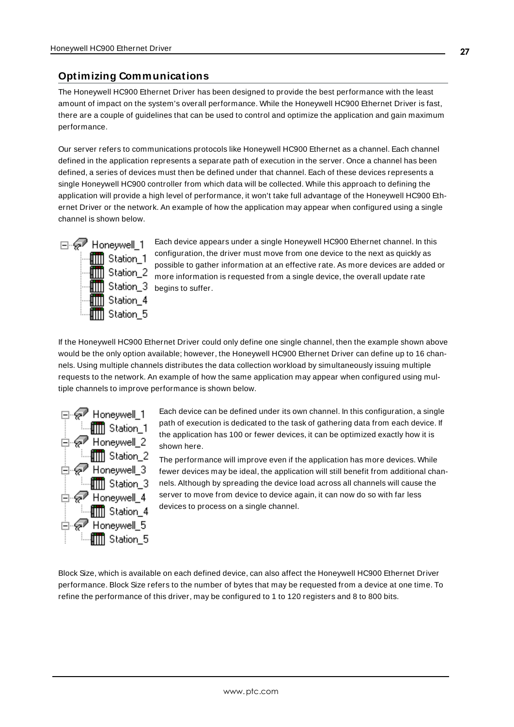## Optimizing Communications

The Honeywell HC900 Ethernet Driver has been designed to provide the best performance with the least amount of impact on the system's overall performance. While the Honeywell HC900 Ethernet Driver is fast, there are a couple of guidelines that can be used to control and optimize the application and gain maximum performance.

Our server refers to communications protocols like Honeywell HC900 Ethernet as a channel. Each channel defined in the application represents a separate path of execution in the server. Once a channel has been defined, a series of devices must then be defined under that channel. Each of these devices represents a single Honeywell HC900 controller from which data will be collected. While this approach to defining the application will provide a high level of performance, it won't take full advantage of the Honeywell HC900 Ethernet Driver or the network. An example of how the application may appear when configured using a single channel is shown below.

```
Honeywell_1
    Station_1
    Station_2
    Station_3
    Station_4
    Station_5
```

Each device appears under a single Honeywell HC900 Ethernet channel. In this configuration, the driver must move from one device to the next as quickly as possible to gather information at an effective rate. As more devices are added or more information is requested from a single device, the overall update rate begins to suffer.

If the Honeywell HC900 Ethernet Driver could only define one single channel, then the example shown above would be the only option available; however, the Honeywell HC900 Ethernet Driver can define up to 16 channels. Using multiple channels distributes the data collection workload by simultaneously issuing multiple requests to the network. An example of how the same application may appear when configured using multiple channels to improve performance is shown below.

```
Honeywell_1
    Station_1
Honeywell_2
    Station_2
Honeywell_3
    Station_3
Honeywell_4
    Station_4
Honeywell_5
    Station_5
```

Each device can be defined under its own channel. In this configuration, a single path of execution is dedicated to the task of gathering data from each device. If the application has 100 or fewer devices, it can be optimized exactly how it is shown here.

The performance will improve even if the application has more devices. While fewer devices may be ideal, the application will still benefit from additional channels. Although by spreading the device load across all channels will cause the server to move from device to device again, it can now do so with far less devices to process on a single channel.

Block Size, which is available on each defined device, can also affect the Honeywell HC900 Ethernet Driver performance. Block Size refers to the number of bytes that may be requested from a device at one time. To refine the performance of this driver, may be configured to 1 to 120 registers and 8 to 800 bits.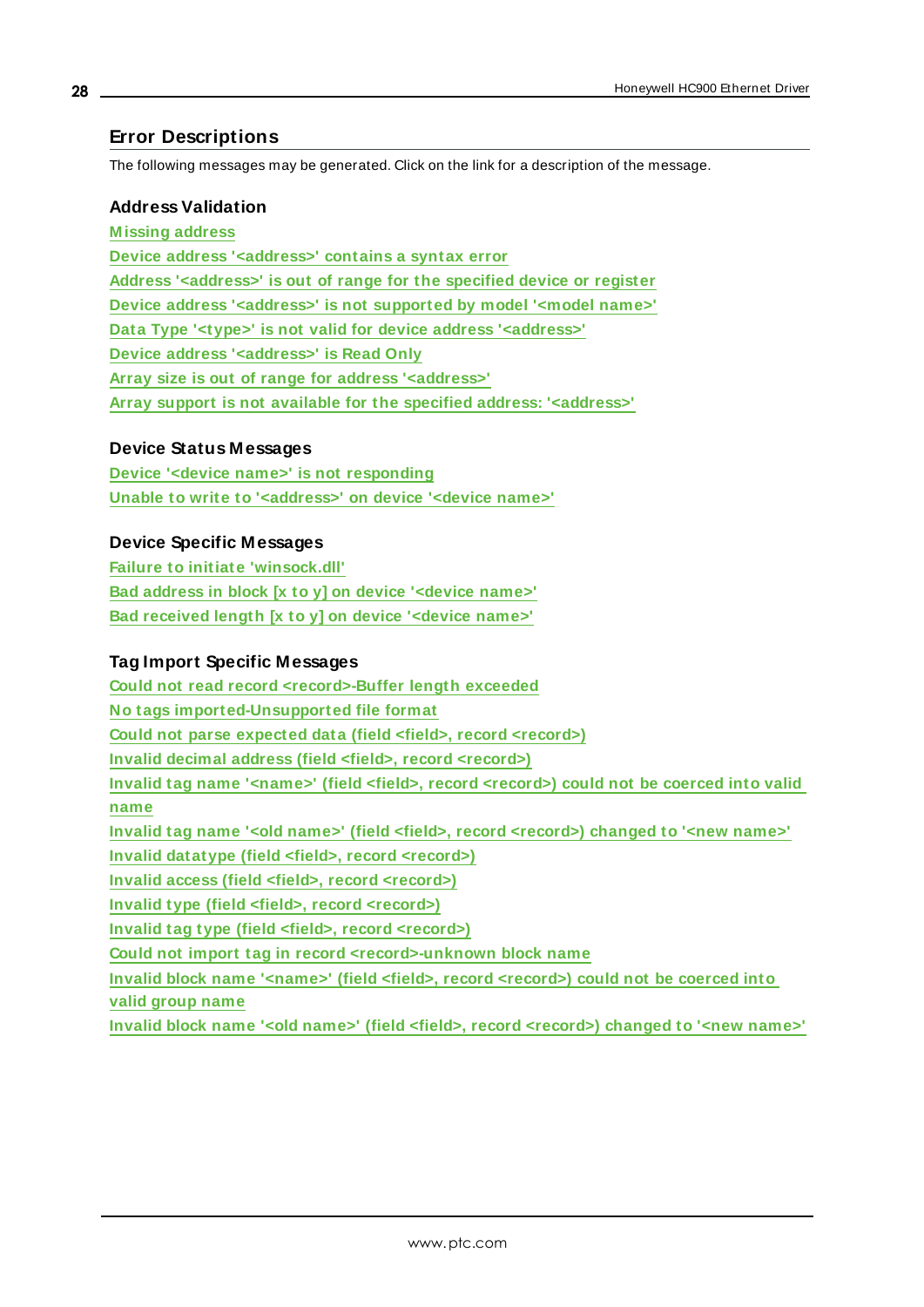## Error Descriptions

The following messages may be generated. Click on the link for a description of the message.

### Address Validation

Missing address
Device address '<address>' contains a syntax error
Address '<address>' is out of range for the specified device or register
Device address '<address>' is not supported by model '<model name>'
Data Type '<type>' is not valid for device address '<address>'
Device address '<address>' is Read Only
Array size is out of range for address '<address>'
Array support is not available for the specified address: '<address>'

### Device Status Messages

Device '<device name>' is not responding
Unable to write to '<address>' on device '<device name>'

### Device Specific Messages

Failure to initiate 'winsock.dll'
Bad address in block [x to y] on device '<device name>'
Bad received length [x to y] on device '<device name>'

### Tag Import Specific Messages

Could not read record <record>-Buffer length exceeded
No tags imported-Unsupported file format
Could not parse expected data (field <field>, record <record>)
Invalid decimal address (field <field>, record <record>)
Invalid tag name '<name>' (field <field>, record <record>) could not be coerced into valid name
Invalid tag name '<old name>' (field <field>, record <record>) changed to '<new name>'
Invalid datatype (field <field>, record <record>)
Invalid access (field <field>, record <record>)
Invalid type (field <field>, record <record>)
Invalid tag type (field <field>, record <record>)
Could not import tag in record <record>-unknown block name
Invalid block name '<name>' (field <field>, record <record>) could not be coerced into valid group name
Invalid block name '<old name>' (field <field>, record <record>) changed to '<new name>'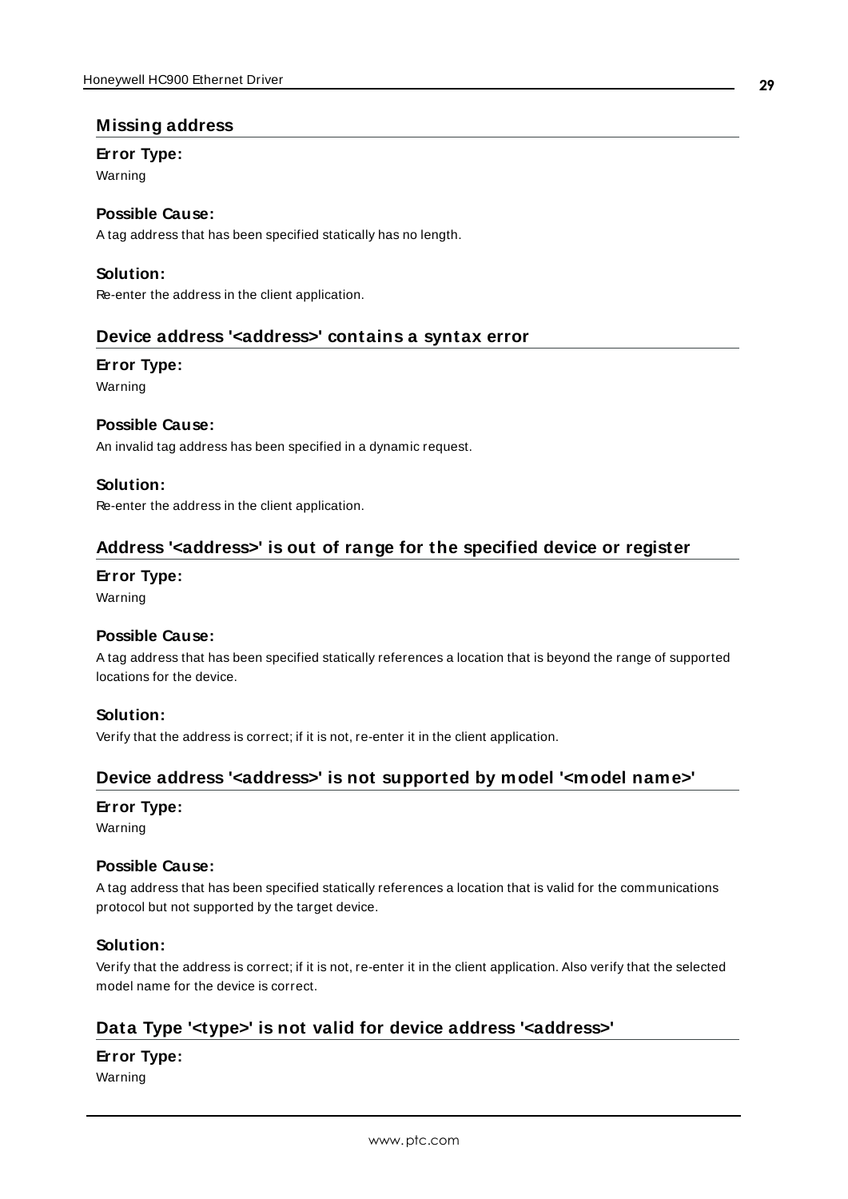## Missing address

**Error Type:**

Warning

**Possible Cause:**

A tag address that has been specified statically has no length.

**Solution:**

Re-enter the address in the client application.

## Device address '<address>' contains a syntax error

**Error Type:**

Warning

**Possible Cause:**

An invalid tag address has been specified in a dynamic request.

**Solution:**

Re-enter the address in the client application.

## Address '<address>' is out of range for the specified device or register

**Error Type:**

Warning

**Possible Cause:**

A tag address that has been specified statically references a location that is beyond the range of supported locations for the device.

**Solution:**

Verify that the address is correct; if it is not, re-enter it in the client application.

## Device address '<address>' is not supported by model '<model name>'

**Error Type:**

Warning

**Possible Cause:**

A tag address that has been specified statically references a location that is valid for the communications protocol but not supported by the target device.

**Solution:**

Verify that the address is correct; if it is not, re-enter it in the client application. Also verify that the selected model name for the device is correct.

## Data Type '<type>' is not valid for device address '<address>'

**Error Type:**

Warning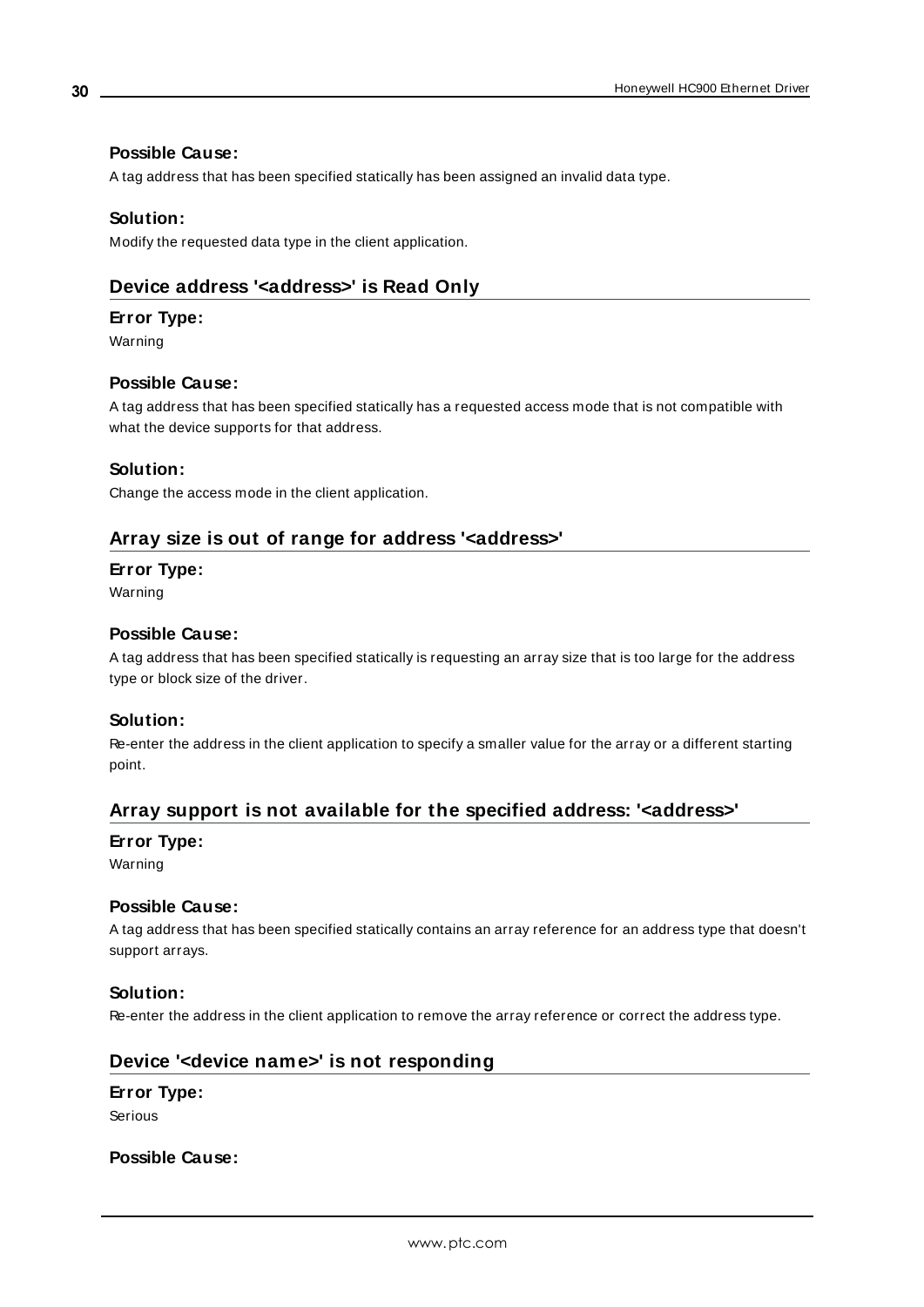#### Possible Cause:

A tag address that has been specified statically has been assigned an invalid data type.

#### Solution:

Modify the requested data type in the client application.

### Device address '<address>' is Read Only

#### Error Type:

Warning

#### Possible Cause:

A tag address that has been specified statically has a requested access mode that is not compatible with what the device supports for that address.

#### Solution:

Change the access mode in the client application.

### Array size is out of range for address '<address>'

#### Error Type:

Warning

#### Possible Cause:

A tag address that has been specified statically is requesting an array size that is too large for the address type or block size of the driver.

#### Solution:

Re-enter the address in the client application to specify a smaller value for the array or a different starting point.

### Array support is not available for the specified address: '<address>'

#### Error Type:

Warning

#### Possible Cause:

A tag address that has been specified statically contains an array reference for an address type that doesn't support arrays.

#### Solution:

Re-enter the address in the client application to remove the array reference or correct the address type.

### Device '<device name>' is not responding

#### Error Type:

Serious

#### Possible Cause: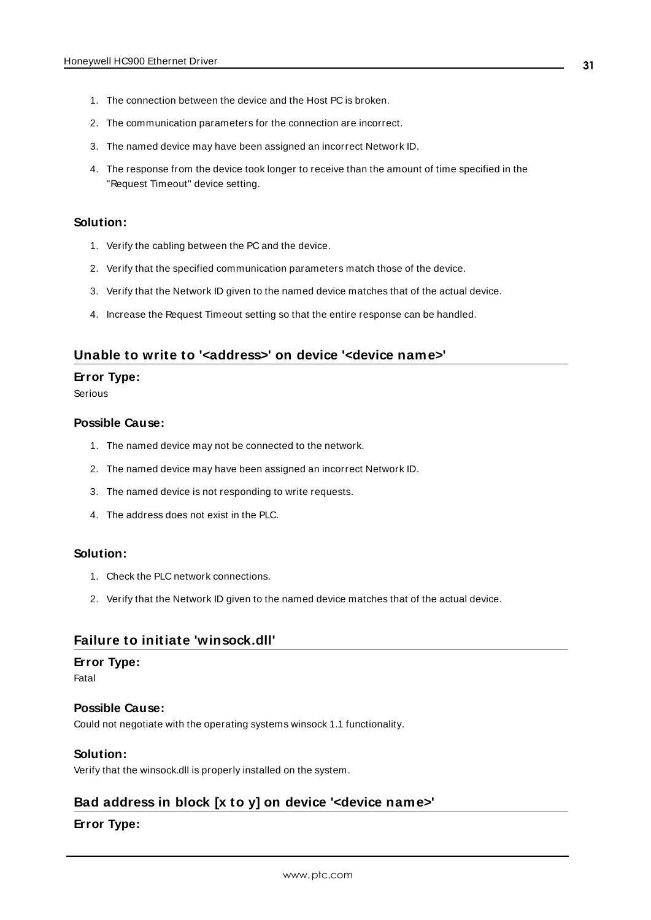1. The connection between the device and the Host PC is broken.
2. The communication parameters for the connection are incorrect.
3. The named device may have been assigned an incorrect Network ID.
4. The response from the device took longer to receive than the amount of time specified in the "Request Timeout" device setting.

**Solution:**

1. Verify the cabling between the PC and the device.
2. Verify that the specified communication parameters match those of the device.
3. Verify that the Network ID given to the named device matches that of the actual device.
4. Increase the Request Timeout setting so that the entire response can be handled.

## Unable to write to '<address>' on device '<device name>'

**Error Type:**

Serious

**Possible Cause:**

1. The named device may not be connected to the network.
2. The named device may have been assigned an incorrect Network ID.
3. The named device is not responding to write requests.
4. The address does not exist in the PLC.

**Solution:**

1. Check the PLC network connections.
2. Verify that the Network ID given to the named device matches that of the actual device.

## Failure to initiate 'winsock.dll'

**Error Type:**

Fatal

**Possible Cause:**

Could not negotiate with the operating systems winsock 1.1 functionality.

**Solution:**

Verify that the winsock.dll is properly installed on the system.

## Bad address in block [x to y] on device '<device name>'

**Error Type:**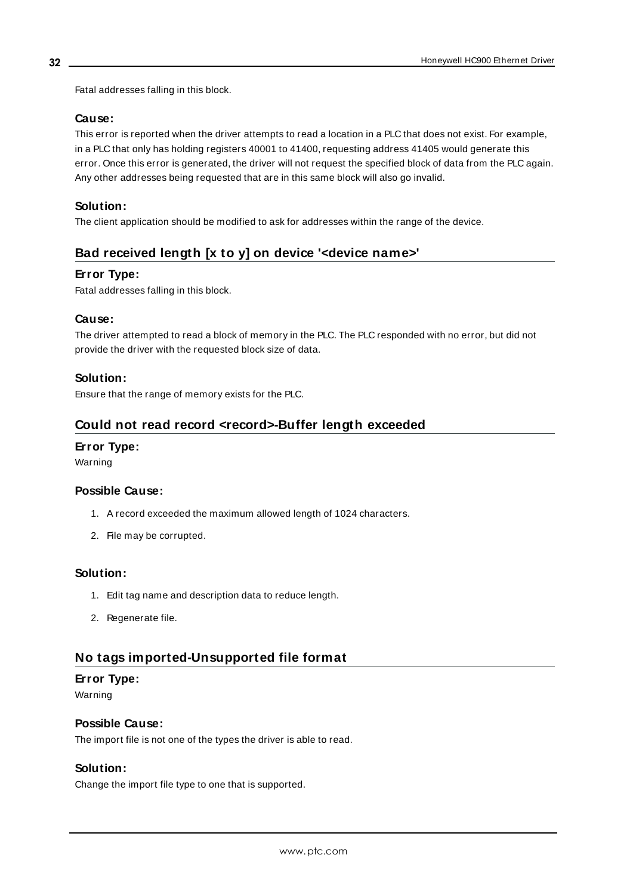Fatal addresses falling in this block.

### Cause:

This error is reported when the driver attempts to read a location in a PLC that does not exist. For example, in a PLC that only has holding registers 40001 to 41400, requesting address 41405 would generate this error. Once this error is generated, the driver will not request the specified block of data from the PLC again. Any other addresses being requested that are in this same block will also go invalid.

### Solution:

The client application should be modified to ask for addresses within the range of the device.

## Bad received length [x to y] on device '<device name>'

### Error Type:

Fatal addresses falling in this block.

### Cause:

The driver attempted to read a block of memory in the PLC. The PLC responded with no error, but did not provide the driver with the requested block size of data.

### Solution:

Ensure that the range of memory exists for the PLC.

## Could not read record <record>-Buffer length exceeded

### Error Type:

Warning

### Possible Cause:

1. A record exceeded the maximum allowed length of 1024 characters.
2. File may be corrupted.

### Solution:

1. Edit tag name and description data to reduce length.
2. Regenerate file.

## No tags imported-Unsupported file format

### Error Type:

Warning

### Possible Cause:

The import file is not one of the types the driver is able to read.

### Solution:

Change the import file type to one that is supported.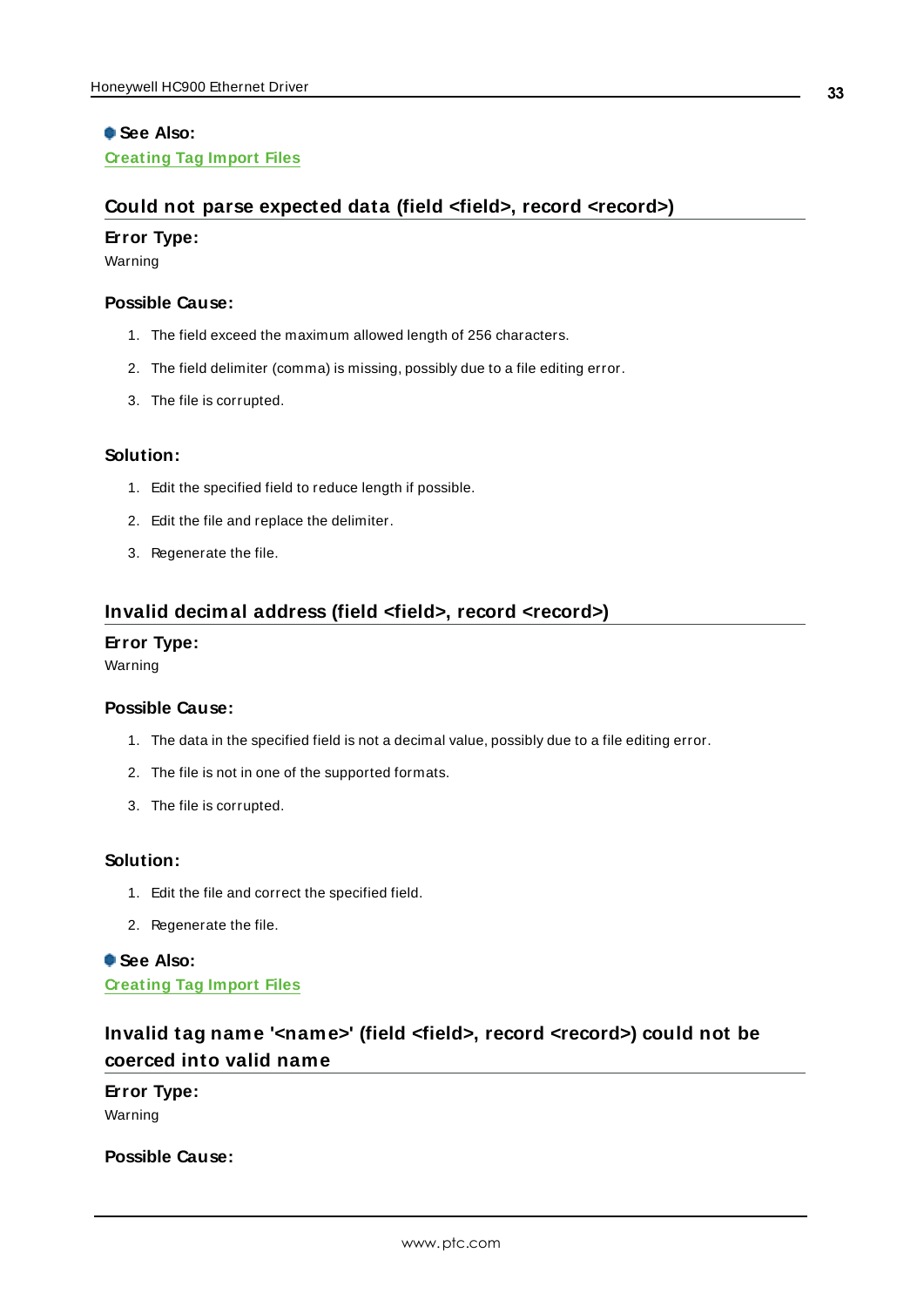**See Also:**
Creating Tag Import Files

## Could not parse expected data (field <field>, record <record>)

**Error Type:**
Warning

**Possible Cause:**

1. The field exceed the maximum allowed length of 256 characters.
2. The field delimiter (comma) is missing, possibly due to a file editing error.
3. The file is corrupted.

**Solution:**

1. Edit the specified field to reduce length if possible.
2. Edit the file and replace the delimiter.
3. Regenerate the file.

## Invalid decimal address (field <field>, record <record>)

**Error Type:**
Warning

**Possible Cause:**

1. The data in the specified field is not a decimal value, possibly due to a file editing error.
2. The file is not in one of the supported formats.
3. The file is corrupted.

**Solution:**

1. Edit the file and correct the specified field.
2. Regenerate the file.

**See Also:**
Creating Tag Import Files

## Invalid tag name '<name>' (field <field>, record <record>) could not be coerced into valid name

**Error Type:**
Warning

**Possible Cause:**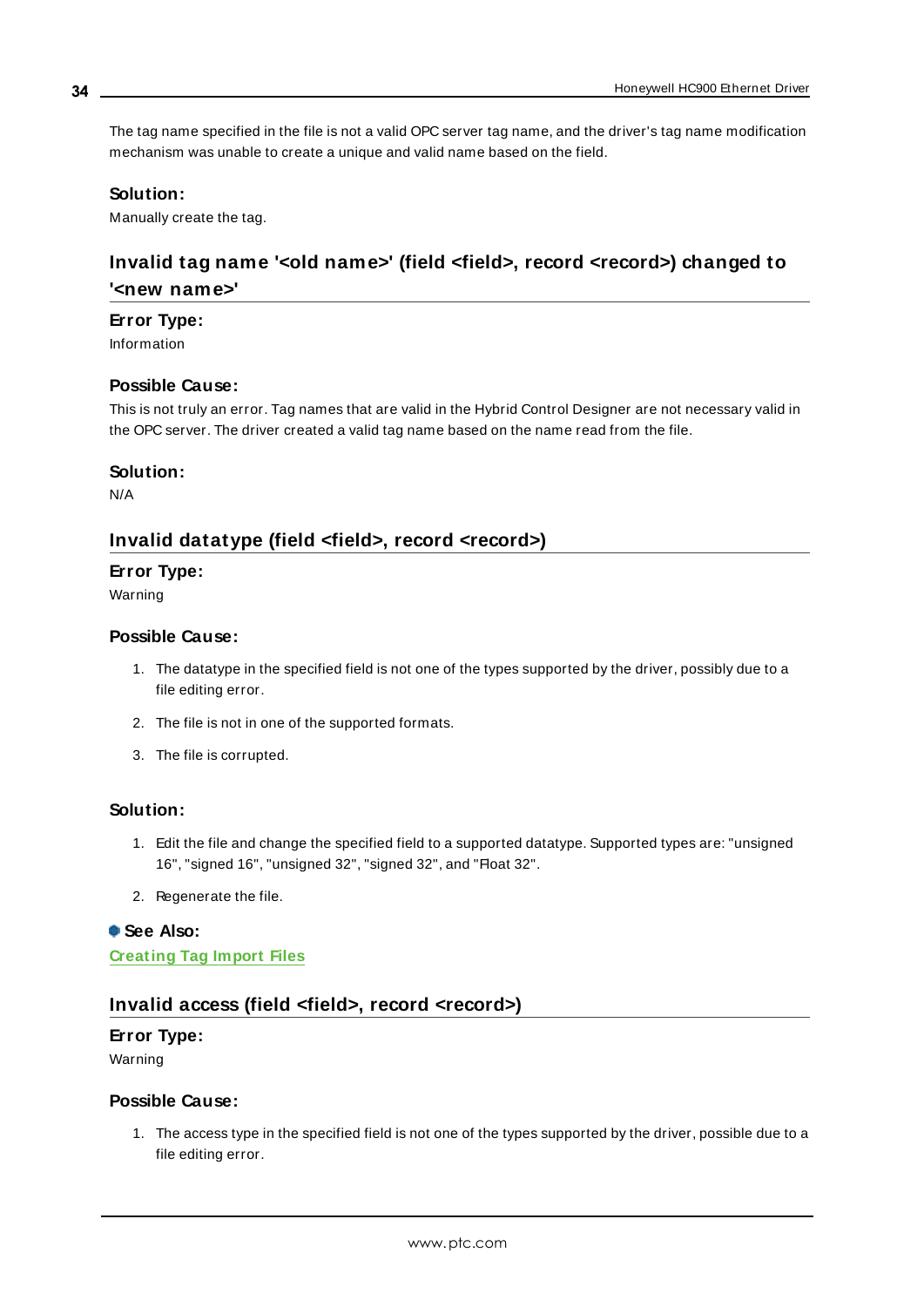The tag name specified in the file is not a valid OPC server tag name, and the driver's tag name modification mechanism was unable to create a unique and valid name based on the field.

#### Solution:

Manually create the tag.

## Invalid tag name '<old name>' (field <field>, record <record>) changed to '<new name>'

#### Error Type:

Information

#### Possible Cause:

This is not truly an error. Tag names that are valid in the Hybrid Control Designer are not necessary valid in the OPC server. The driver created a valid tag name based on the name read from the file.

#### Solution:

N/A

## Invalid datatype (field <field>, record <record>)

#### Error Type:

Warning

#### Possible Cause:

1. The datatype in the specified field is not one of the types supported by the driver, possibly due to a file editing error.
2. The file is not in one of the supported formats.
3. The file is corrupted.

#### Solution:

1. Edit the file and change the specified field to a supported datatype. Supported types are: "unsigned 16", "signed 16", "unsigned 32", "signed 32", and "Float 32".
2. Regenerate the file.

**See Also:**

Creating Tag Import Files

## Invalid access (field <field>, record <record>)

#### Error Type:

Warning

#### Possible Cause:

1. The access type in the specified field is not one of the types supported by the driver, possible due to a file editing error.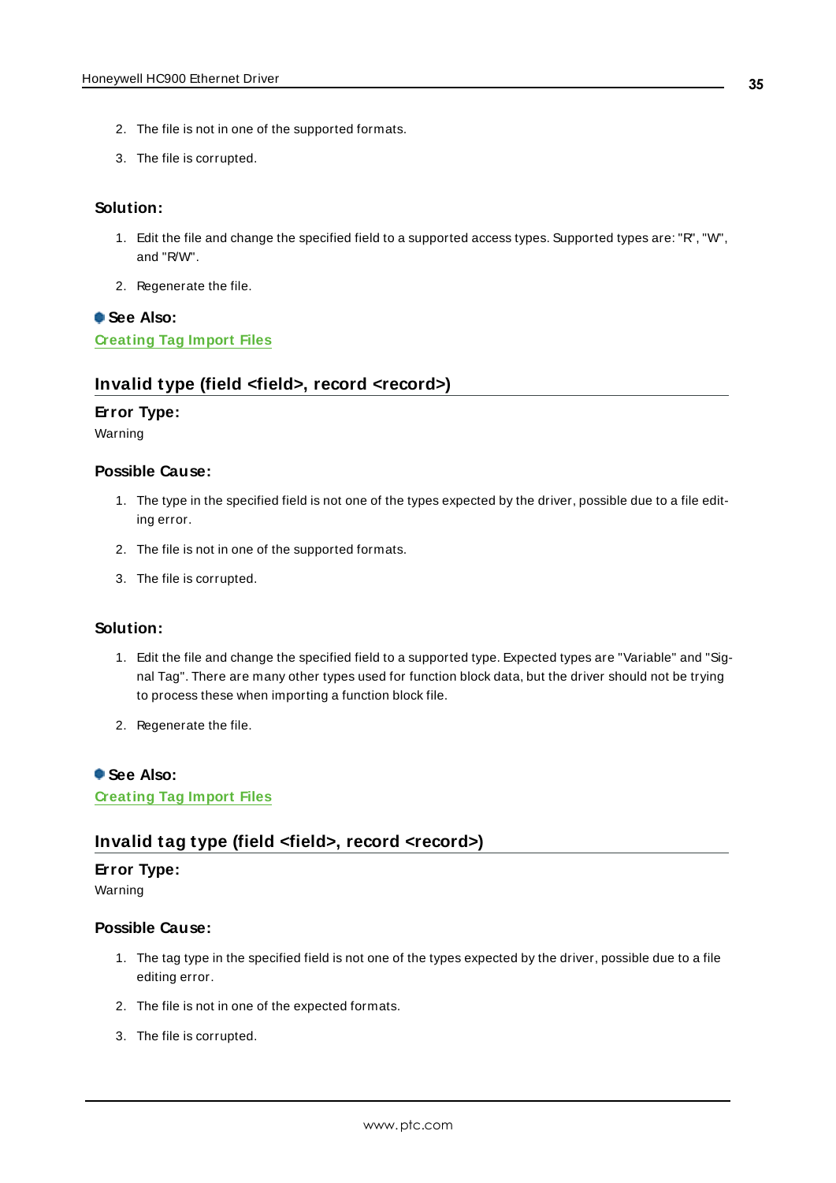2. The file is not in one of the supported formats.

3. The file is corrupted.

### Solution:

1. Edit the file and change the specified field to a supported access types. Supported types are: "R", "W", and "R/W".

2. Regenerate the file.

### See Also:

Creating Tag Import Files

## Invalid type (field <field>, record <record>)

### Error Type:

Warning

### Possible Cause:

1. The type in the specified field is not one of the types expected by the driver, possible due to a file editing error.

2. The file is not in one of the supported formats.

3. The file is corrupted.

### Solution:

1. Edit the file and change the specified field to a supported type. Expected types are "Variable" and "Signal Tag". There are many other types used for function block data, but the driver should not be trying to process these when importing a function block file.

2. Regenerate the file.

### See Also:

Creating Tag Import Files

## Invalid tag type (field <field>, record <record>)

### Error Type:

Warning

### Possible Cause:

1. The tag type in the specified field is not one of the types expected by the driver, possible due to a file editing error.

2. The file is not in one of the expected formats.

3. The file is corrupted.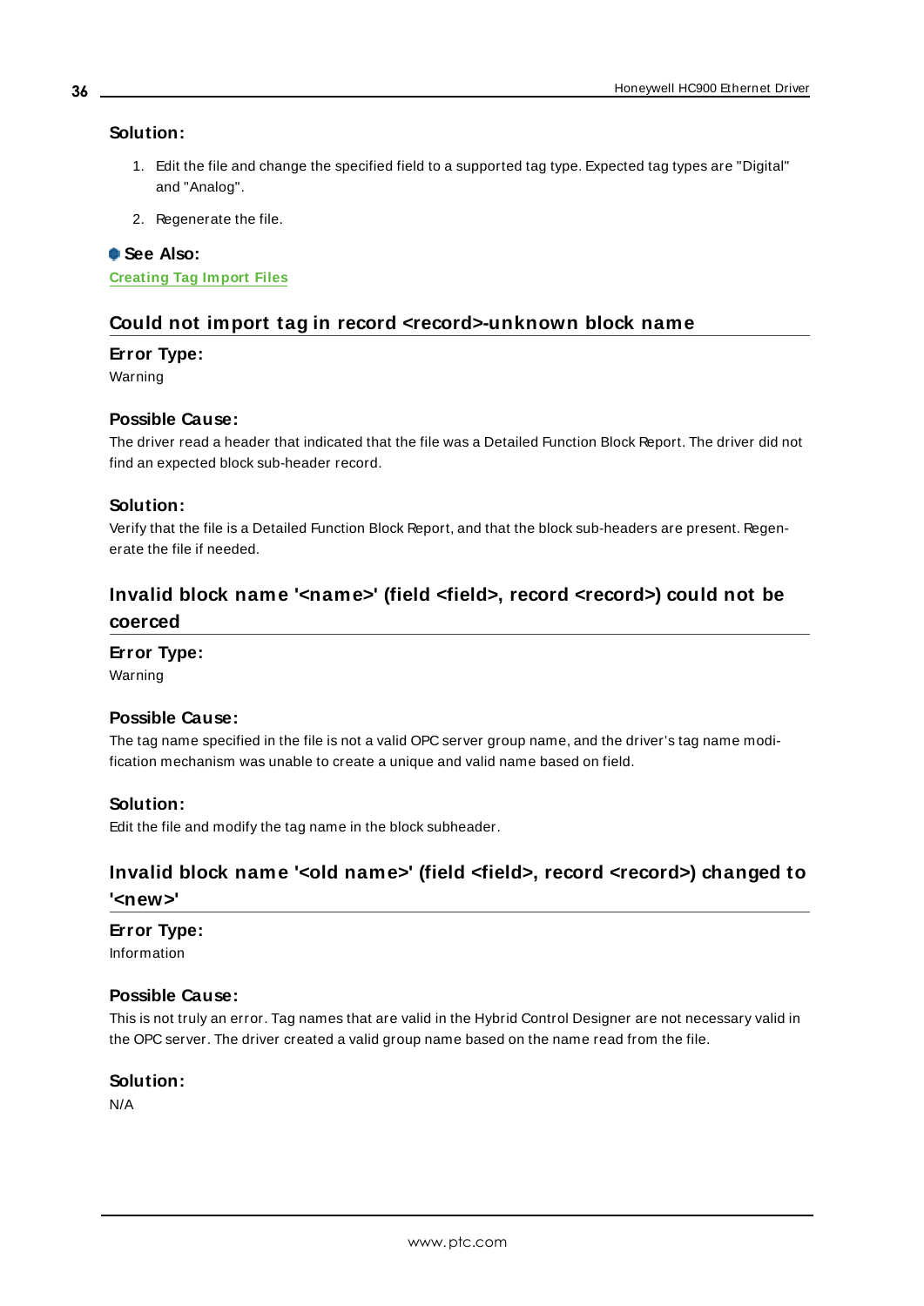### Solution:

1. Edit the file and change the specified field to a supported tag type. Expected tag types are "Digital" and "Analog".
2. Regenerate the file.

**See Also:**
Creating Tag Import Files

## Could not import tag in record <record>-unknown block name

### Error Type:
Warning

### Possible Cause:
The driver read a header that indicated that the file was a Detailed Function Block Report. The driver did not find an expected block sub-header record.

### Solution:
Verify that the file is a Detailed Function Block Report, and that the block sub-headers are present. Regenerate the file if needed.

## Invalid block name '<name>' (field <field>, record <record>) could not be coerced

### Error Type:
Warning

### Possible Cause:
The tag name specified in the file is not a valid OPC server group name, and the driver's tag name modification mechanism was unable to create a unique and valid name based on field.

### Solution:
Edit the file and modify the tag name in the block subheader.

## Invalid block name '<old name>' (field <field>, record <record>) changed to '<new>'

### Error Type:
Information

### Possible Cause:
This is not truly an error. Tag names that are valid in the Hybrid Control Designer are not necessary valid in the OPC server. The driver created a valid group name based on the name read from the file.

### Solution:
N/A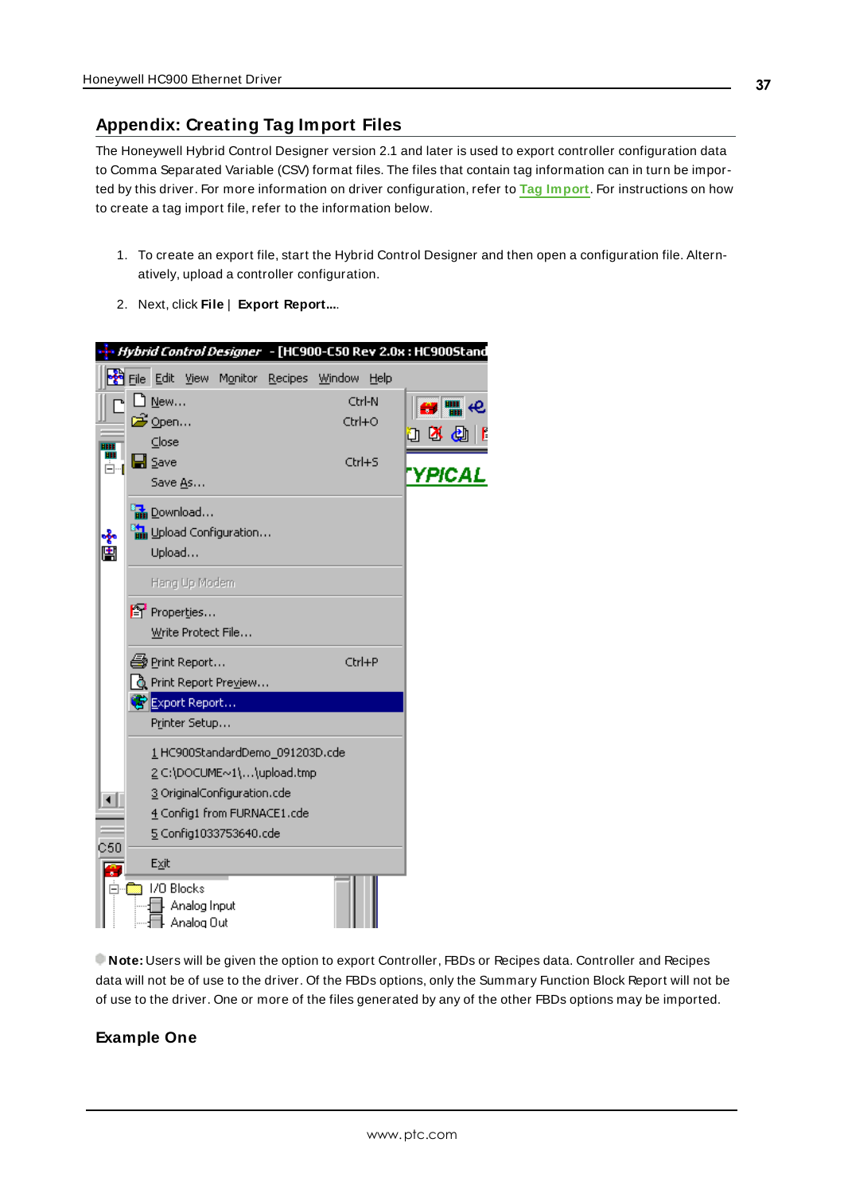## Appendix: Creating Tag Import Files

The Honeywell Hybrid Control Designer version 2.1 and later is used to export controller configuration data to Comma Separated Variable (CSV) format files. The files that contain tag information can in turn be imported by this driver. For more information on driver configuration, refer to **Tag Import**. For instructions on how to create a tag import file, refer to the information below.

1. To create an export file, start the Hybrid Control Designer and then open a configuration file. Alternatively, upload a controller configuration.
2. Next, click **File** | **Export Report...**.

**Note:** Users will be given the option to export Controller, FBDs or Recipes data. Controller and Recipes data will not be of use to the driver. Of the FBDs options, only the Summary Function Block Report will not be of use to the driver. One or more of the files generated by any of the other FBDs options may be imported.

### Example One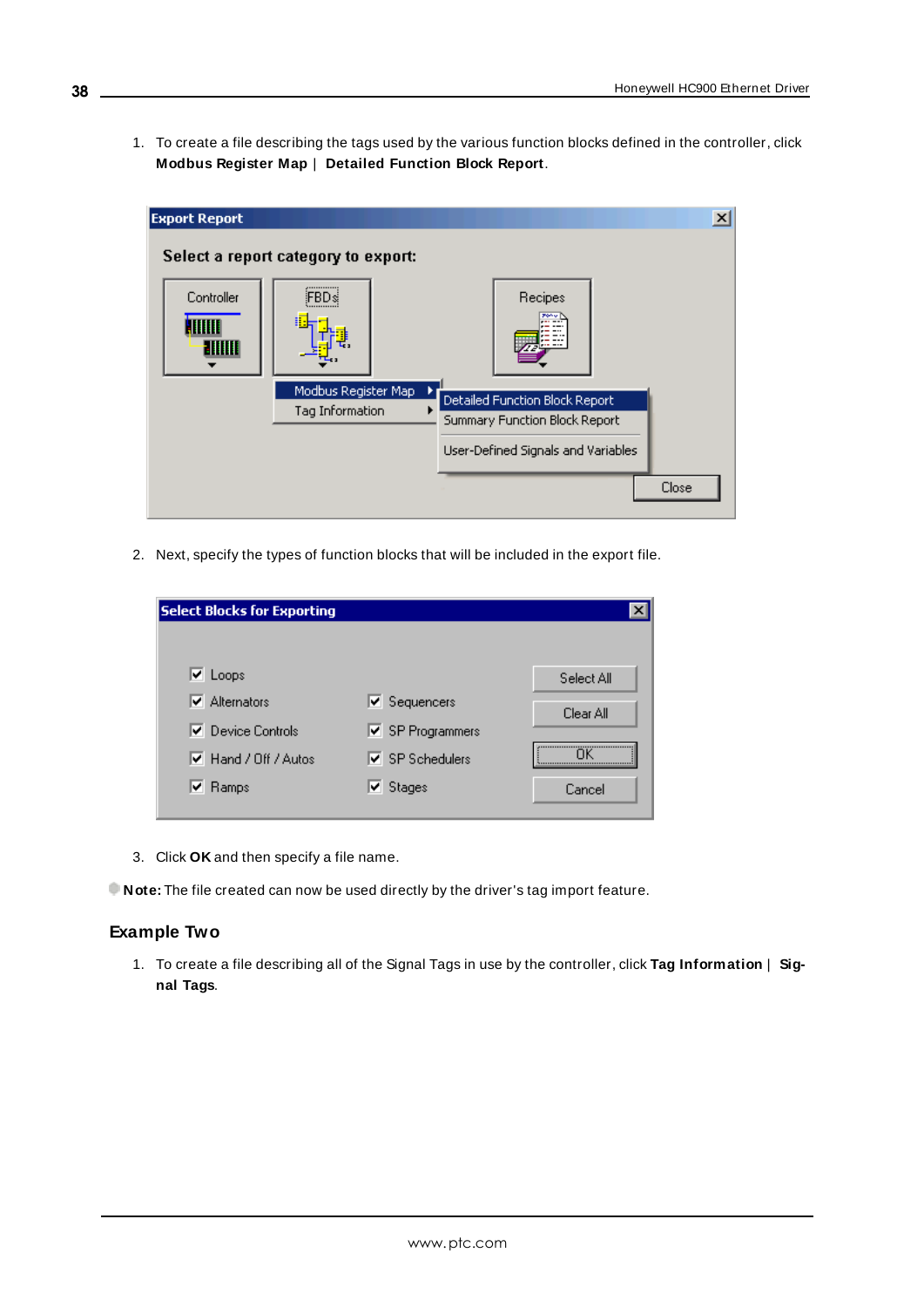1. To create a file describing the tags used by the various function blocks defined in the controller, click **Modbus Register Map** | **Detailed Function Block Report**.

2. Next, specify the types of function blocks that will be included in the export file.

3. Click **OK** and then specify a file name.

**Note:** The file created can now be used directly by the driver's tag import feature.

## Example Two

1. To create a file describing all of the Signal Tags in use by the controller, click **Tag Information** | **Signal Tags**.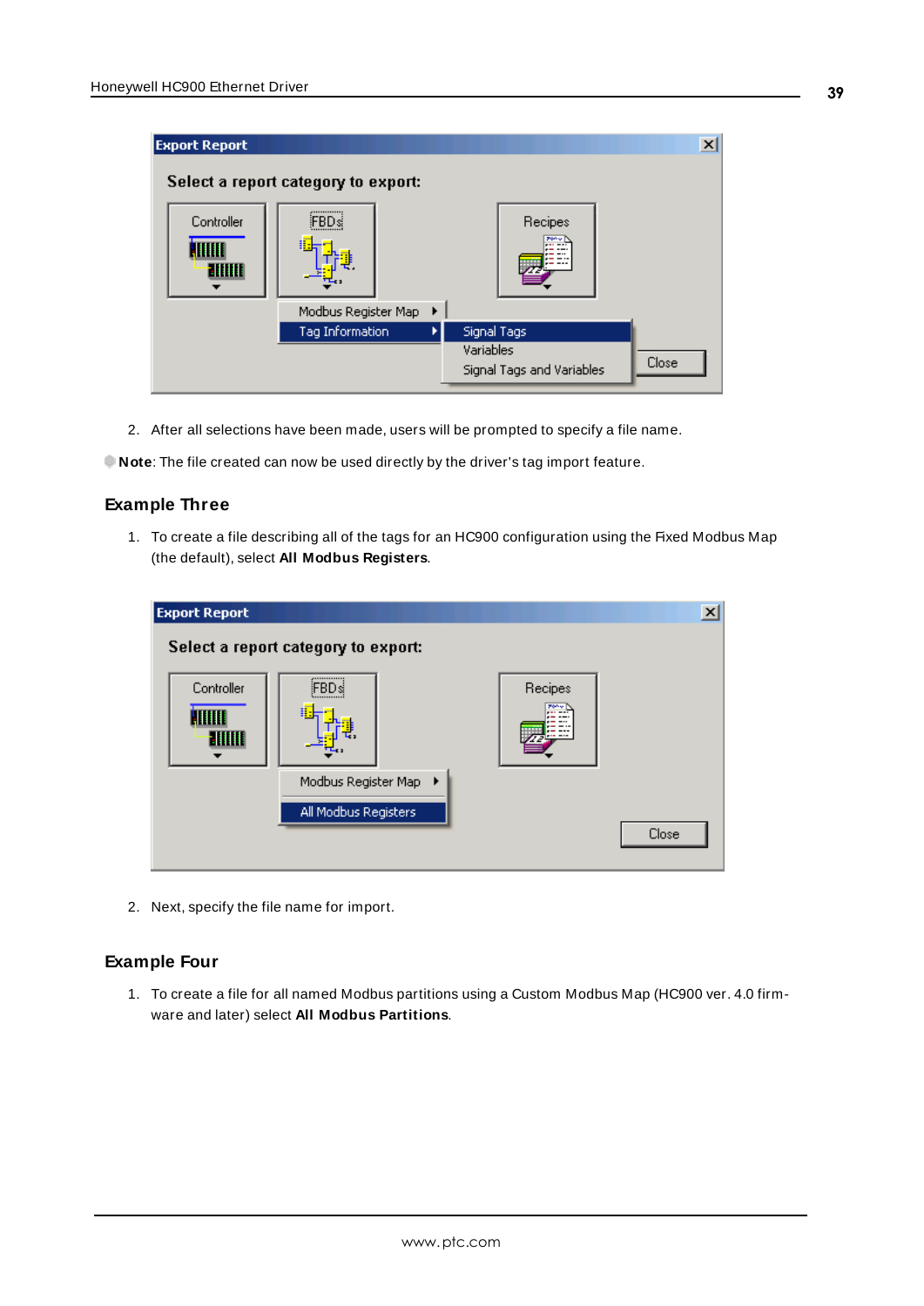2. After all selections have been made, users will be prompted to specify a file name.

**Note**: The file created can now be used directly by the driver's tag import feature.

### Example Three

1. To create a file describing all of the tags for an HC900 configuration using the Fixed Modbus Map (the default), select **All Modbus Registers**.

2. Next, specify the file name for import.

### Example Four

1. To create a file for all named Modbus partitions using a Custom Modbus Map (HC900 ver. 4.0 firmware and later) select **All Modbus Partitions**.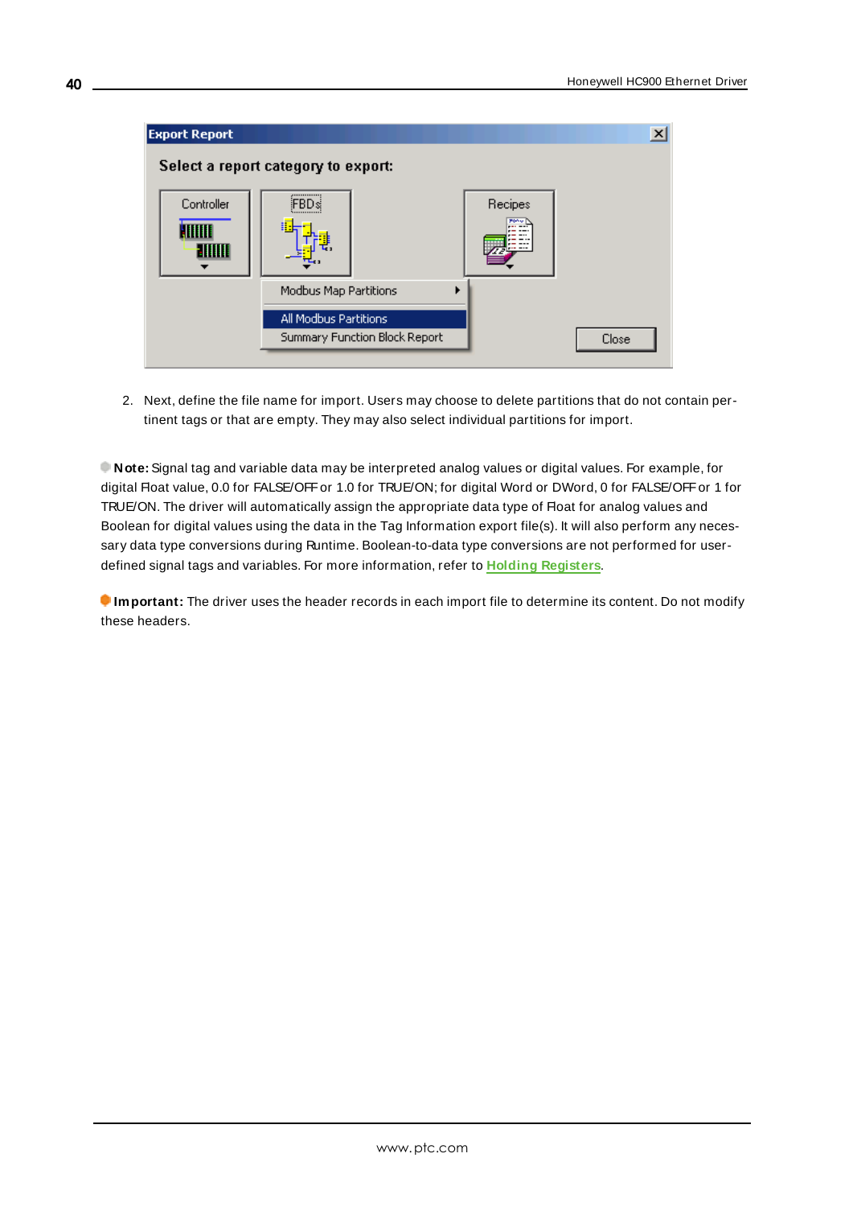2. Next, define the file name for import. Users may choose to delete partitions that do not contain pertinent tags or that are empty. They may also select individual partitions for import.

**Note:** Signal tag and variable data may be interpreted analog values or digital values. For example, for digital Float value, 0.0 for FALSE/OFF or 1.0 for TRUE/ON; for digital Word or DWord, 0 for FALSE/OFF or 1 for TRUE/ON. The driver will automatically assign the appropriate data type of Float for analog values and Boolean for digital values using the data in the Tag Information export file(s). It will also perform any necessary data type conversions during Runtime. Boolean-to-data type conversions are not performed for user-defined signal tags and variables. For more information, refer to **Holding Registers**.

**Important:** The driver uses the header records in each import file to determine its content. Do not modify these headers.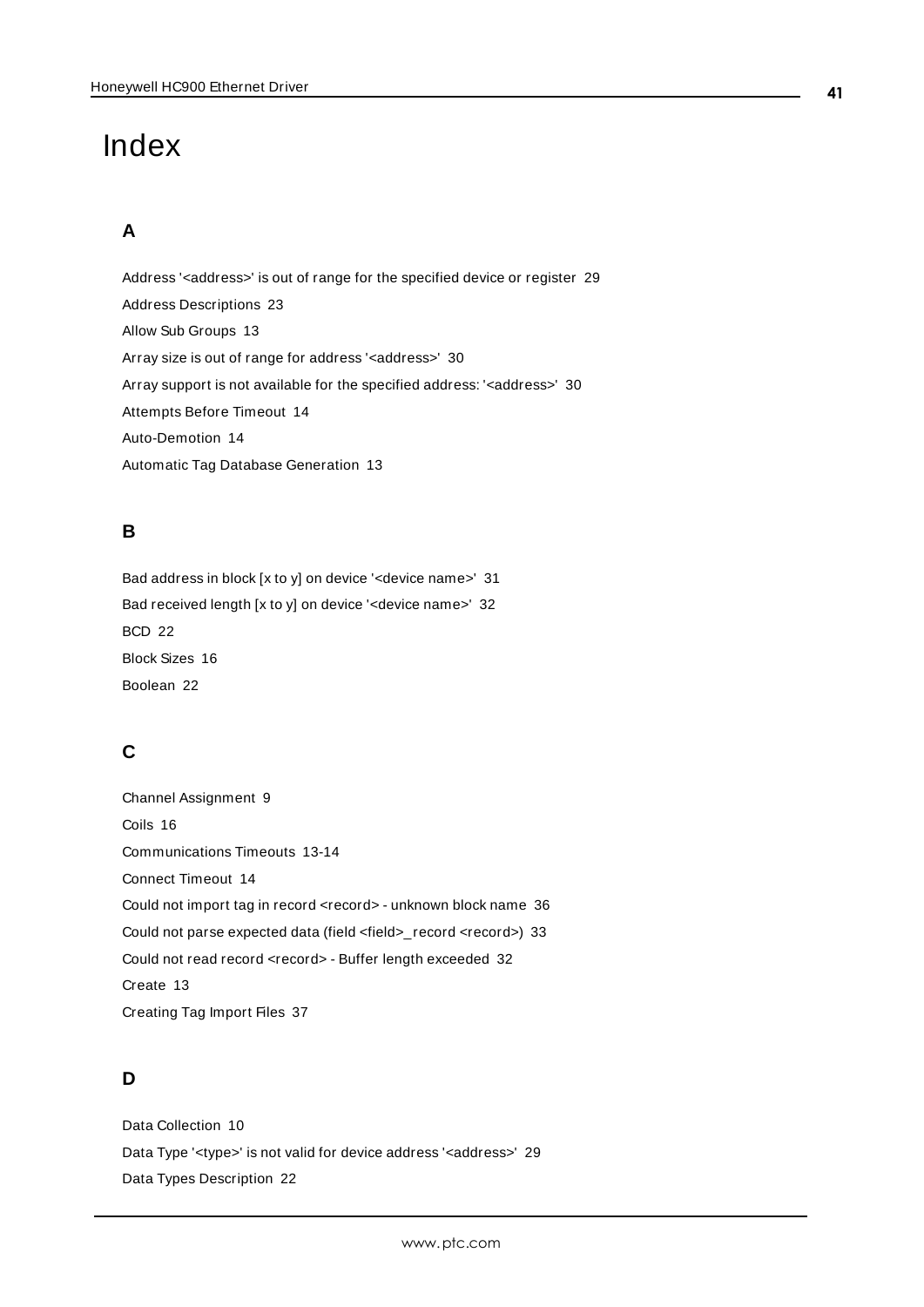# Index

## A

Address '<address>' is out of range for the specified device or register 29

Address Descriptions 23

Allow Sub Groups 13

Array size is out of range for address '<address>' 30

Array support is not available for the specified address: '<address>' 30

Attempts Before Timeout 14

Auto-Demotion 14

Automatic Tag Database Generation 13

## B

Bad address in block [x to y] on device '<device name>' 31

Bad received length [x to y] on device '<device name>' 32

BCD 22

Block Sizes 16

Boolean 22

## C

Channel Assignment 9

Coils 16

Communications Timeouts 13-14

Connect Timeout 14

Could not import tag in record <record> - unknown block name 36

Could not parse expected data (field <field>_record <record>) 33

Could not read record <record> - Buffer length exceeded 32

Create 13

Creating Tag Import Files 37

## D

Data Collection 10

Data Type '<type>' is not valid for device address '<address>' 29

Data Types Description 22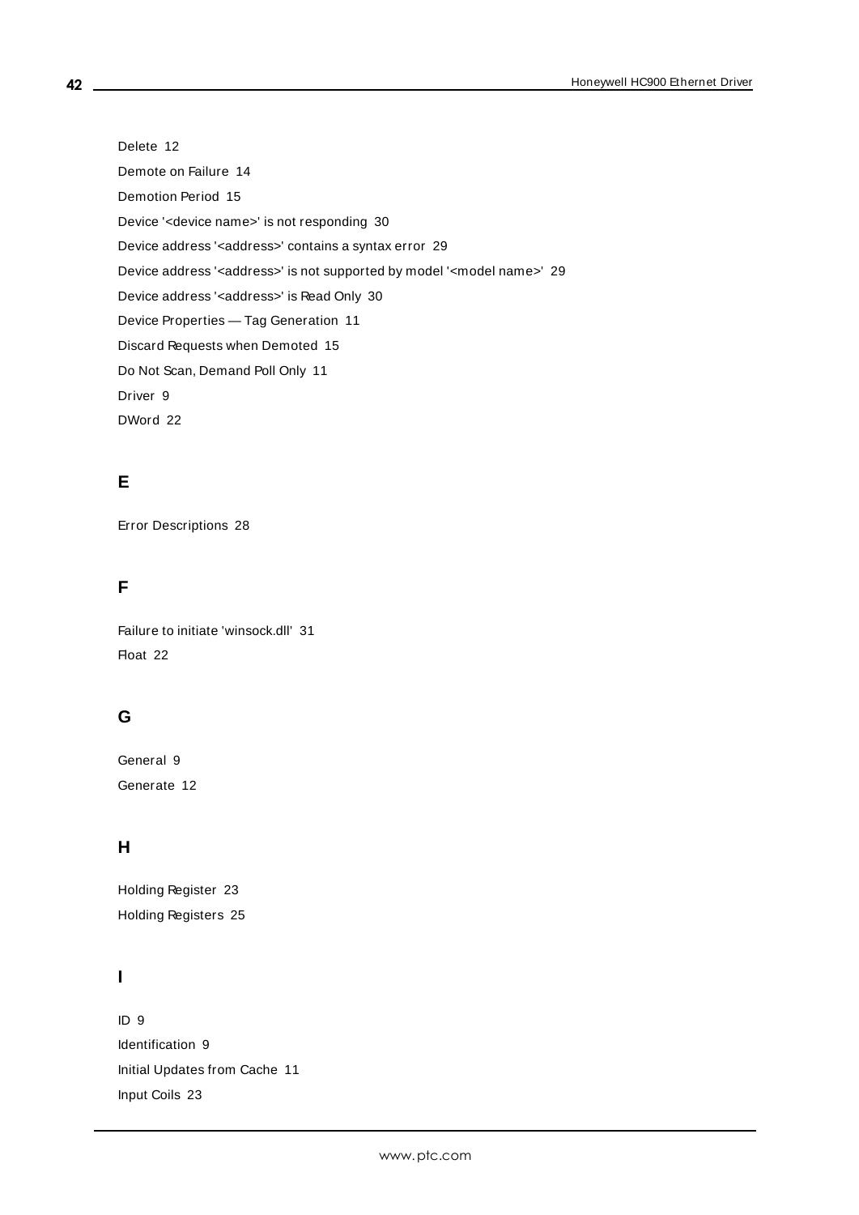Delete 12

Demote on Failure 14

Demotion Period 15

Device '<device name>' is not responding 30

Device address '<address>' contains a syntax error 29

Device address '<address>' is not supported by model '<model name>' 29

Device address '<address>' is Read Only 30

Device Properties — Tag Generation 11

Discard Requests when Demoted 15

Do Not Scan, Demand Poll Only 11

Driver 9

DWord 22

## E

Error Descriptions 28

## F

Failure to initiate 'winsock.dll' 31

Float 22

## G

General 9

Generate 12

## H

Holding Register 23

Holding Registers 25

## I

ID 9

Identification 9

Initial Updates from Cache 11

Input Coils 23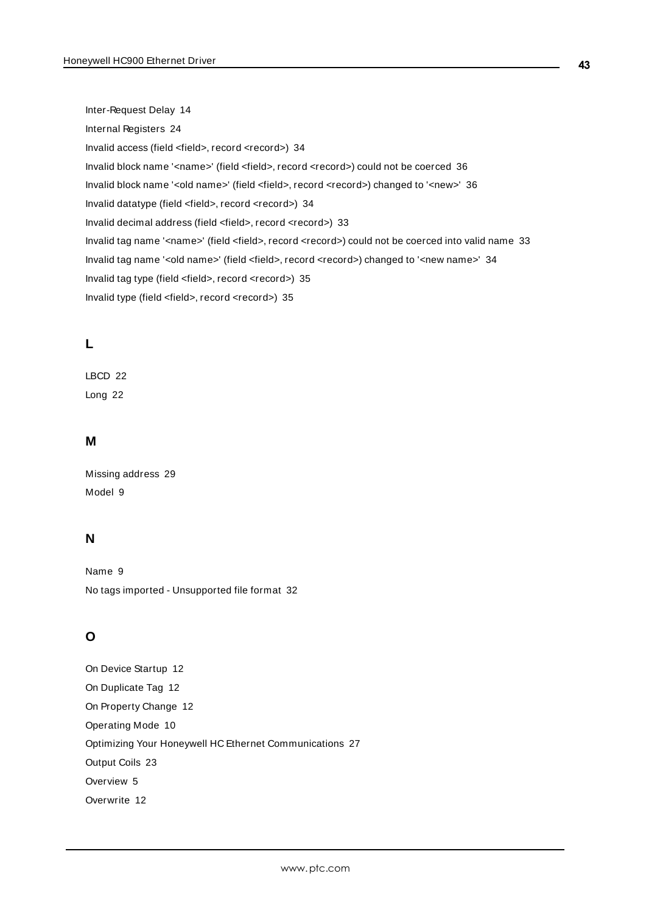Inter-Request Delay 14

Internal Registers 24

Invalid access (field <field>, record <record>) 34

Invalid block name '<name>' (field <field>, record <record>) could not be coerced 36

Invalid block name '<old name>' (field <field>, record <record>) changed to '<new>' 36

Invalid datatype (field <field>, record <record>) 34

Invalid decimal address (field <field>, record <record>) 33

Invalid tag name '<name>' (field <field>, record <record>) could not be coerced into valid name 33

Invalid tag name '<old name>' (field <field>, record <record>) changed to '<new name>' 34

Invalid tag type (field <field>, record <record>) 35

Invalid type (field <field>, record <record>) 35

## L

LBCD 22

Long 22

## M

Missing address 29

Model 9

## N

Name 9

No tags imported - Unsupported file format 32

## O

On Device Startup 12

On Duplicate Tag 12

On Property Change 12

Operating Mode 10

Optimizing Your Honeywell HC Ethernet Communications 27

Output Coils 23

Overview 5

Overwrite 12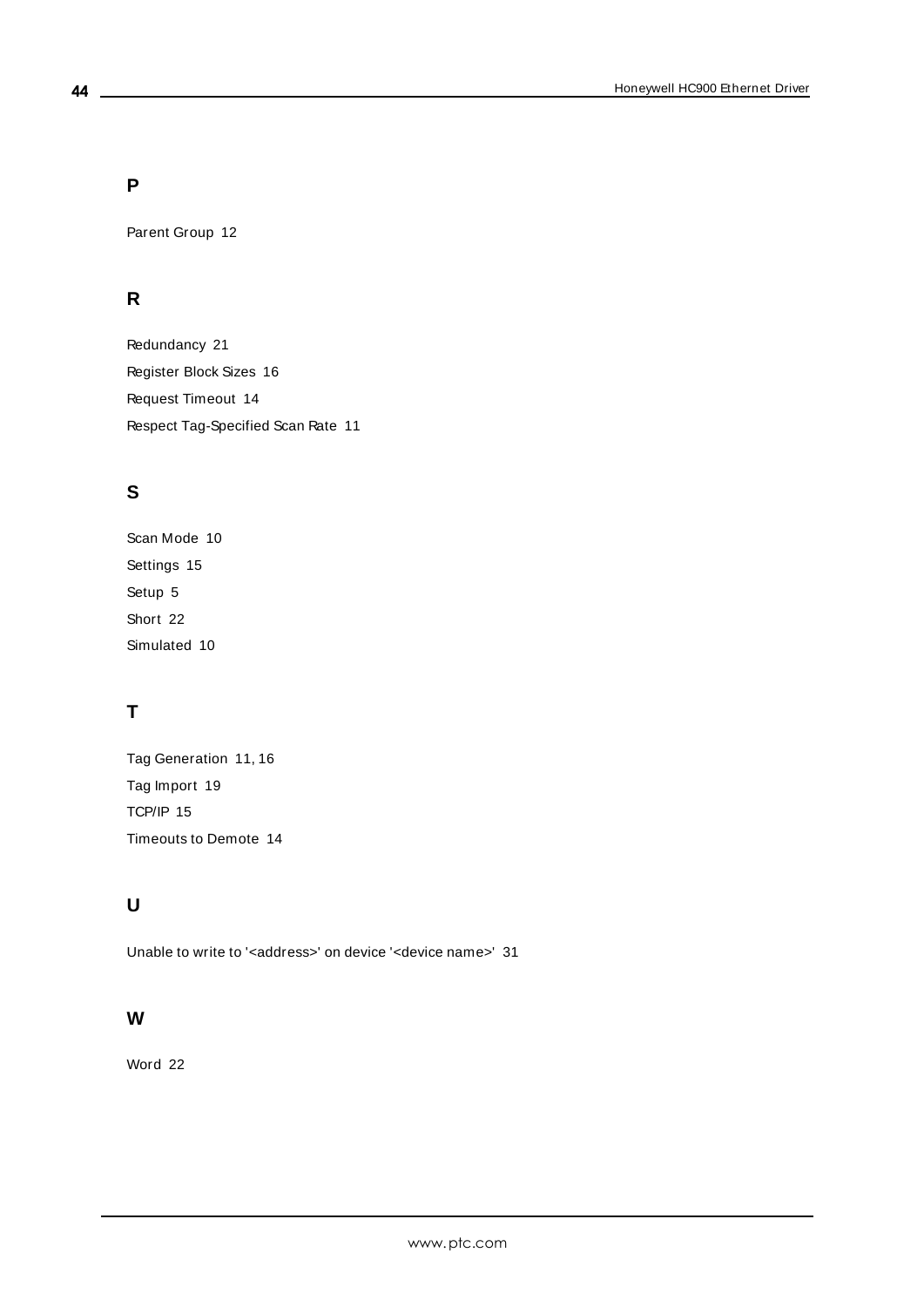## P

Parent Group 12

## R

Redundancy 21

Register Block Sizes 16

Request Timeout 14

Respect Tag-Specified Scan Rate 11

## S

Scan Mode 10

Settings 15

Setup 5

Short 22

Simulated 10

## T

Tag Generation 11, 16

Tag Import 19

TCP/IP 15

Timeouts to Demote 14

## U

Unable to write to '<address>' on device '<device name>' 31

## W

Word 22